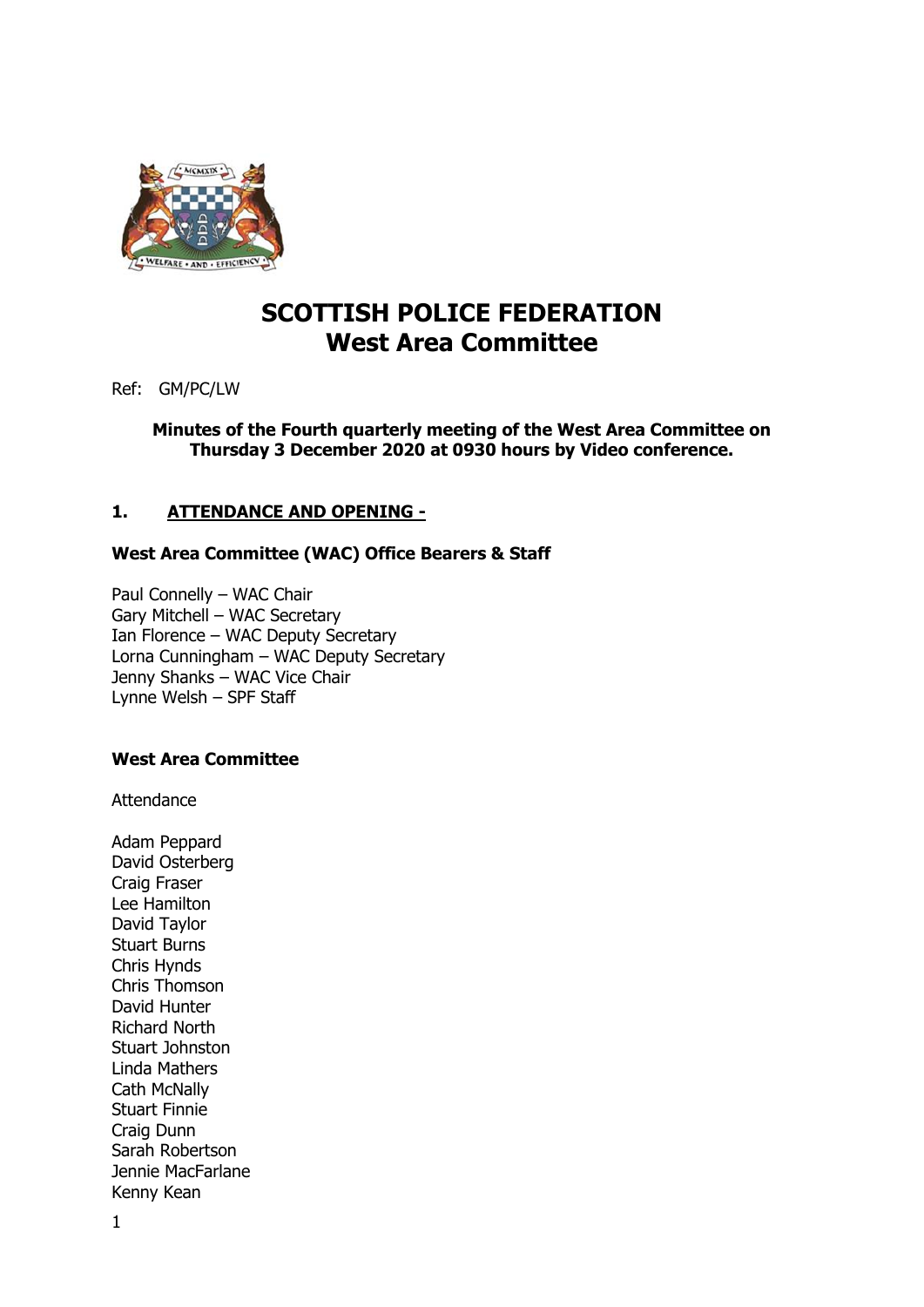# SCOTTISH POLICE FEDERATION
## West Area Committee

Ref: GM/PC/LW

**Minutes of the Fourth quarterly meeting of the West Area Committee on Thursday 3 December 2020 at 0930 hours by Video conference.**

### 1. ATTENDANCE AND OPENING -

**West Area Committee (WAC) Office Bearers & Staff**

Paul Connelly – WAC Chair
Gary Mitchell – WAC Secretary
Ian Florence – WAC Deputy Secretary
Lorna Cunningham – WAC Deputy Secretary
Jenny Shanks – WAC Vice Chair
Lynne Welsh – SPF Staff

**West Area Committee**

Attendance

Adam Peppard
David Osterberg
Craig Fraser
Lee Hamilton
David Taylor
Stuart Burns
Chris Hynds
Chris Thomson
David Hunter
Richard North
Stuart Johnston
Linda Mathers
Cath McNally
Stuart Finnie
Craig Dunn
Sarah Robertson
Jennie MacFarlane
Kenny Kean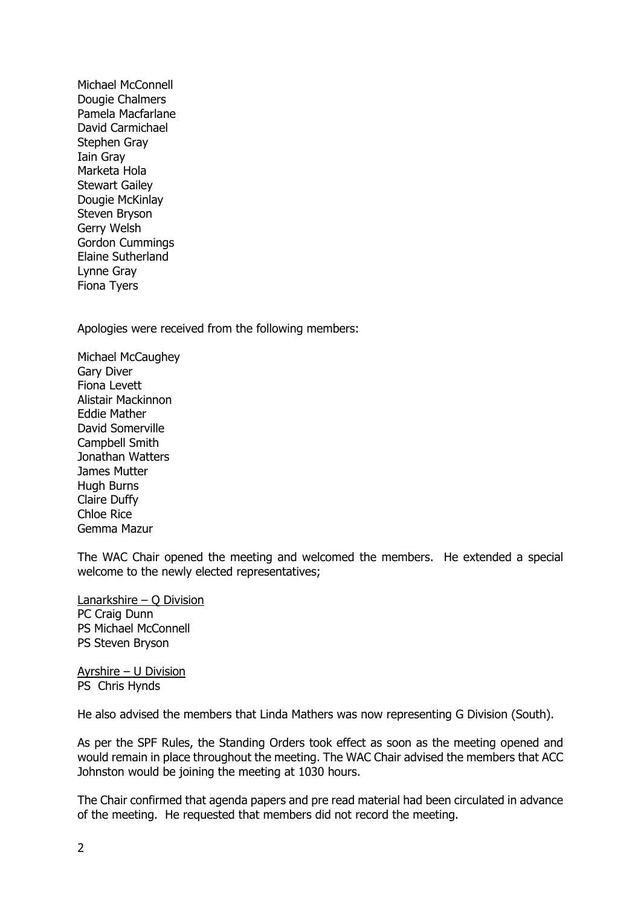Michael McConnell
Dougie Chalmers
Pamela Macfarlane
David Carmichael
Stephen Gray
Iain Gray
Marketa Hola
Stewart Gailey
Dougie McKinlay
Steven Bryson
Gerry Welsh
Gordon Cummings
Elaine Sutherland
Lynne Gray
Fiona Tyers

Apologies were received from the following members:

Michael McCaughey
Gary Diver
Fiona Levett
Alistair Mackinnon
Eddie Mather
David Somerville
Campbell Smith
Jonathan Watters
James Mutter
Hugh Burns
Claire Duffy
Chloe Rice
Gemma Mazur

The WAC Chair opened the meeting and welcomed the members. He extended a special welcome to the newly elected representatives;

<u>Lanarkshire – Q Division</u>
PC Craig Dunn
PS Michael McConnell
PS Steven Bryson

<u>Ayrshire – U Division</u>
PS Chris Hynds

He also advised the members that Linda Mathers was now representing G Division (South).

As per the SPF Rules, the Standing Orders took effect as soon as the meeting opened and would remain in place throughout the meeting. The WAC Chair advised the members that ACC Johnston would be joining the meeting at 1030 hours.

The Chair confirmed that agenda papers and pre read material had been circulated in advance of the meeting. He requested that members did not record the meeting.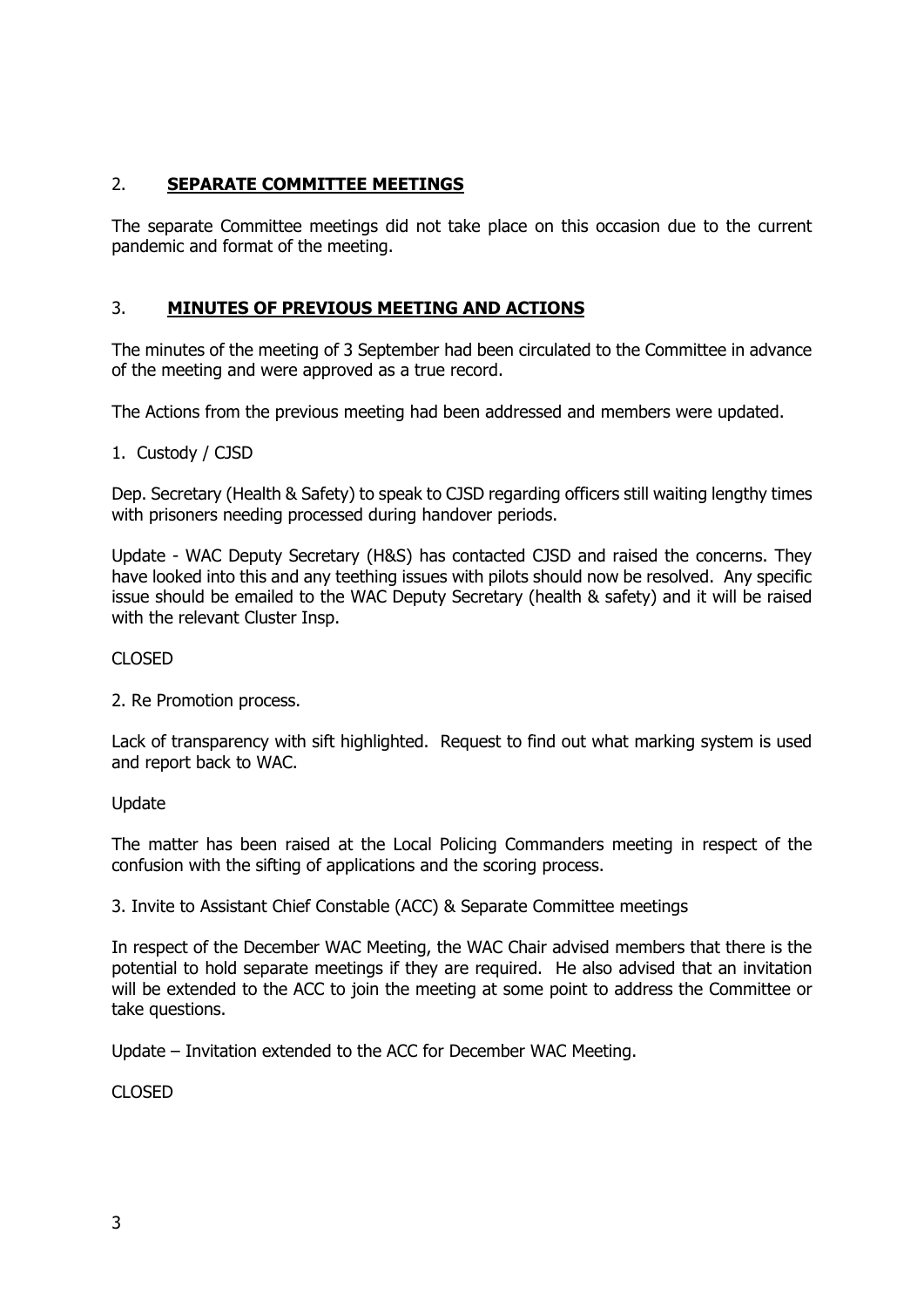## 2. **SEPARATE COMMITTEE MEETINGS**

The separate Committee meetings did not take place on this occasion due to the current pandemic and format of the meeting.

## 3. **MINUTES OF PREVIOUS MEETING AND ACTIONS**

The minutes of the meeting of 3 September had been circulated to the Committee in advance of the meeting and were approved as a true record.

The Actions from the previous meeting had been addressed and members were updated.

1. Custody / CJSD

Dep. Secretary (Health & Safety) to speak to CJSD regarding officers still waiting lengthy times with prisoners needing processed during handover periods.

Update - WAC Deputy Secretary (H&S) has contacted CJSD and raised the concerns. They have looked into this and any teething issues with pilots should now be resolved. Any specific issue should be emailed to the WAC Deputy Secretary (health & safety) and it will be raised with the relevant Cluster Insp.

CLOSED

2. Re Promotion process.

Lack of transparency with sift highlighted. Request to find out what marking system is used and report back to WAC.

Update

The matter has been raised at the Local Policing Commanders meeting in respect of the confusion with the sifting of applications and the scoring process.

3. Invite to Assistant Chief Constable (ACC) & Separate Committee meetings

In respect of the December WAC Meeting, the WAC Chair advised members that there is the potential to hold separate meetings if they are required. He also advised that an invitation will be extended to the ACC to join the meeting at some point to address the Committee or take questions.

Update – Invitation extended to the ACC for December WAC Meeting.

CLOSED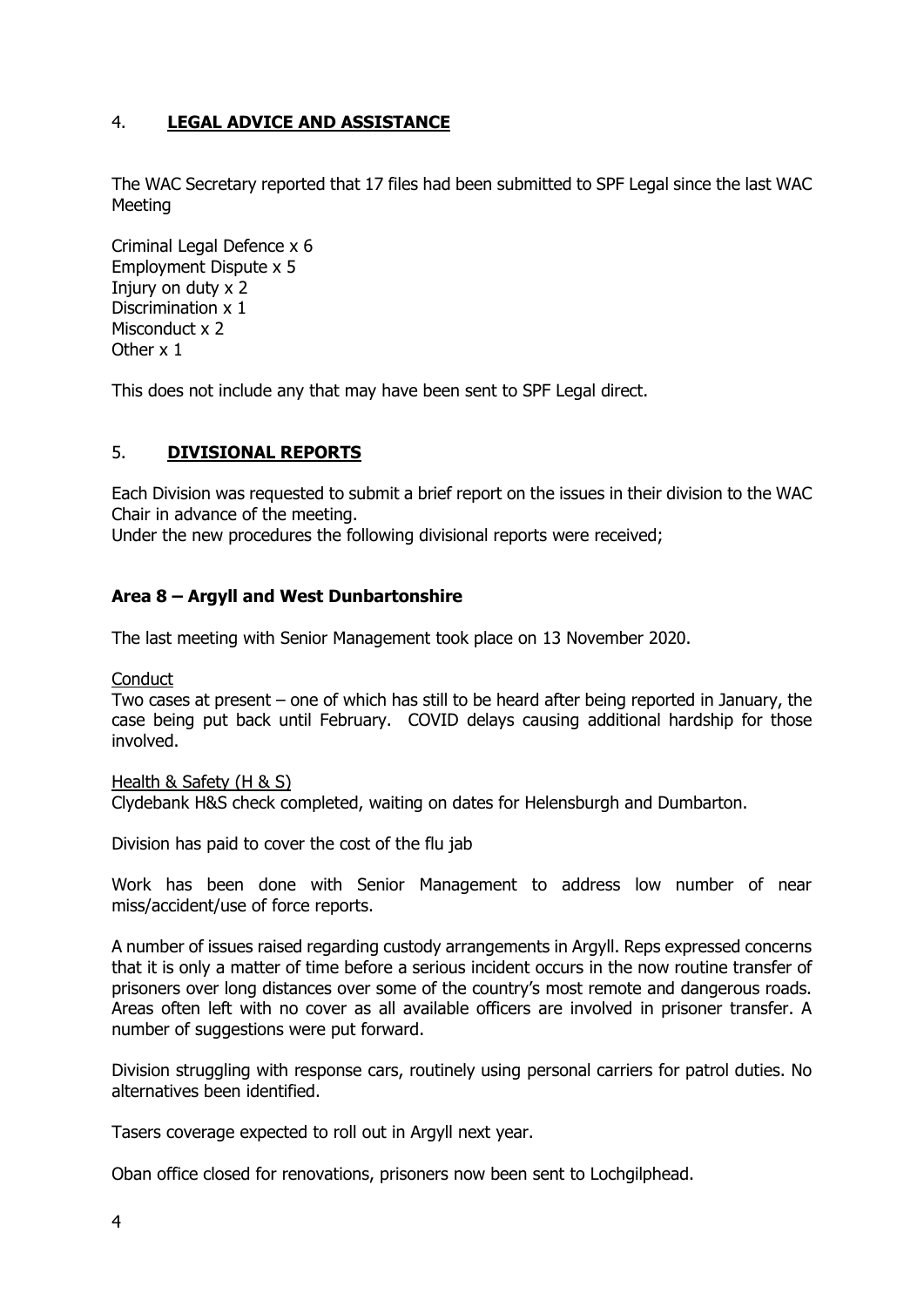## 4. **LEGAL ADVICE AND ASSISTANCE**

The WAC Secretary reported that 17 files had been submitted to SPF Legal since the last WAC Meeting

Criminal Legal Defence x 6
Employment Dispute x 5
Injury on duty x 2
Discrimination x 1
Misconduct x 2
Other x 1

This does not include any that may have been sent to SPF Legal direct.

## 5. **DIVISIONAL REPORTS**

Each Division was requested to submit a brief report on the issues in their division to the WAC Chair in advance of the meeting.
Under the new procedures the following divisional reports were received;

### **Area 8 – Argyll and West Dunbartonshire**

The last meeting with Senior Management took place on 13 November 2020.

Conduct
Two cases at present – one of which has still to be heard after being reported in January, the case being put back until February. COVID delays causing additional hardship for those involved.

Health & Safety (H & S)
Clydebank H&S check completed, waiting on dates for Helensburgh and Dumbarton.

Division has paid to cover the cost of the flu jab

Work has been done with Senior Management to address low number of near miss/accident/use of force reports.

A number of issues raised regarding custody arrangements in Argyll. Reps expressed concerns that it is only a matter of time before a serious incident occurs in the now routine transfer of prisoners over long distances over some of the country's most remote and dangerous roads. Areas often left with no cover as all available officers are involved in prisoner transfer. A number of suggestions were put forward.

Division struggling with response cars, routinely using personal carriers for patrol duties. No alternatives been identified.

Tasers coverage expected to roll out in Argyll next year.

Oban office closed for renovations, prisoners now been sent to Lochgilphead.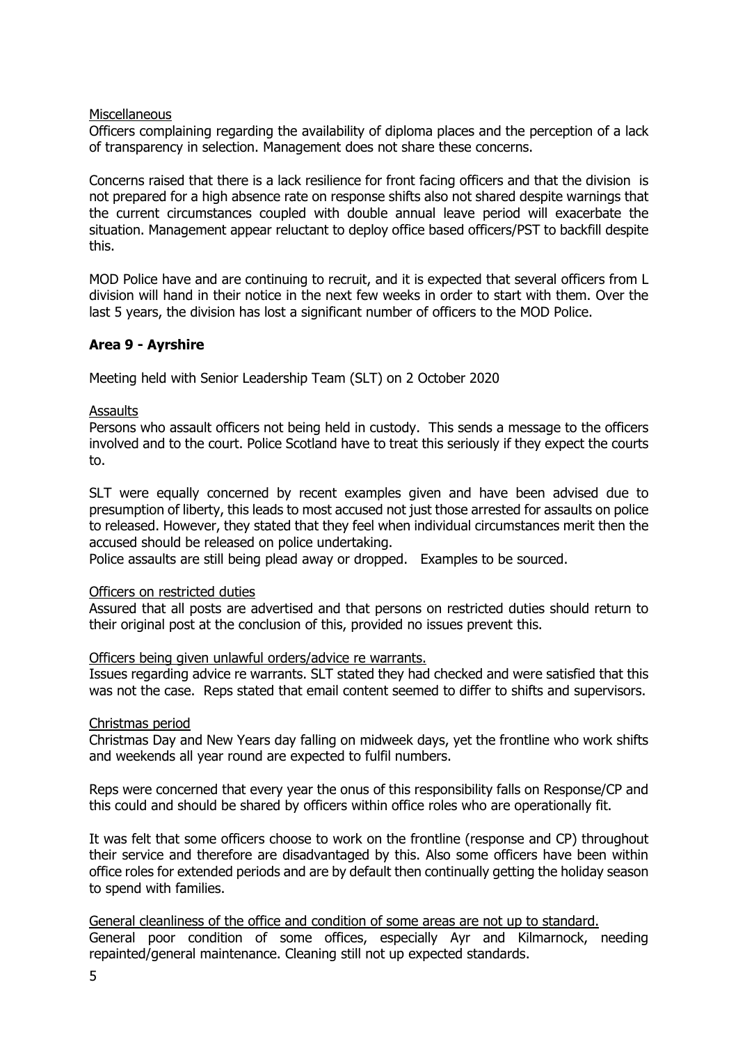Miscellaneous

Officers complaining regarding the availability of diploma places and the perception of a lack of transparency in selection. Management does not share these concerns.

Concerns raised that there is a lack resilience for front facing officers and that the division is not prepared for a high absence rate on response shifts also not shared despite warnings that the current circumstances coupled with double annual leave period will exacerbate the situation. Management appear reluctant to deploy office based officers/PST to backfill despite this.

MOD Police have and are continuing to recruit, and it is expected that several officers from L division will hand in their notice in the next few weeks in order to start with them. Over the last 5 years, the division has lost a significant number of officers to the MOD Police.

## Area 9 - Ayrshire

Meeting held with Senior Leadership Team (SLT) on 2 October 2020

Assaults

Persons who assault officers not being held in custody. This sends a message to the officers involved and to the court. Police Scotland have to treat this seriously if they expect the courts to.

SLT were equally concerned by recent examples given and have been advised due to presumption of liberty, this leads to most accused not just those arrested for assaults on police to released. However, they stated that they feel when individual circumstances merit then the accused should be released on police undertaking.

Police assaults are still being plead away or dropped. Examples to be sourced.

Officers on restricted duties

Assured that all posts are advertised and that persons on restricted duties should return to their original post at the conclusion of this, provided no issues prevent this.

Officers being given unlawful orders/advice re warrants.

Issues regarding advice re warrants. SLT stated they had checked and were satisfied that this was not the case. Reps stated that email content seemed to differ to shifts and supervisors.

Christmas period

Christmas Day and New Years day falling on midweek days, yet the frontline who work shifts and weekends all year round are expected to fulfil numbers.

Reps were concerned that every year the onus of this responsibility falls on Response/CP and this could and should be shared by officers within office roles who are operationally fit.

It was felt that some officers choose to work on the frontline (response and CP) throughout their service and therefore are disadvantaged by this. Also some officers have been within office roles for extended periods and are by default then continually getting the holiday season to spend with families.

General cleanliness of the office and condition of some areas are not up to standard.

General poor condition of some offices, especially Ayr and Kilmarnock, needing repainted/general maintenance. Cleaning still not up expected standards.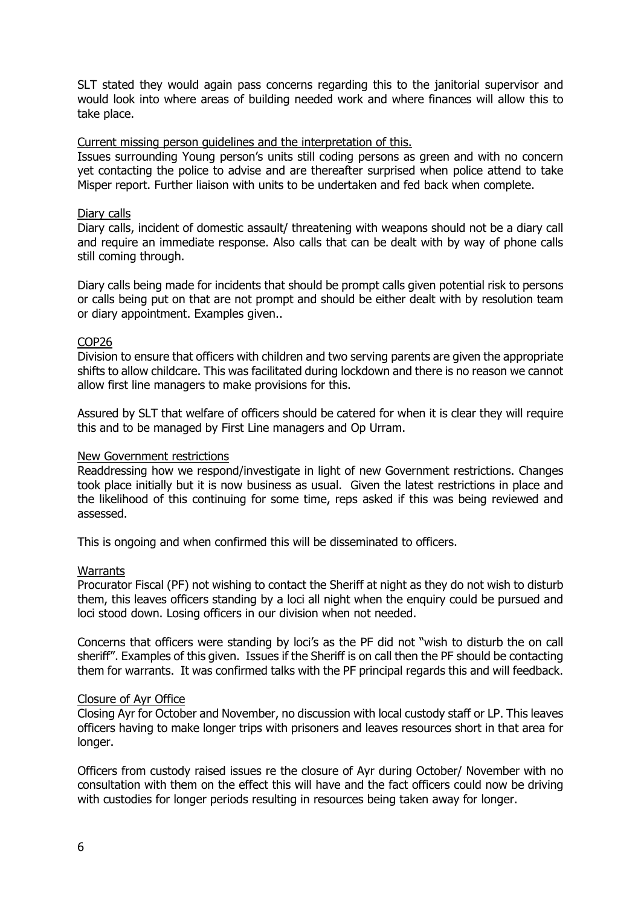SLT stated they would again pass concerns regarding this to the janitorial supervisor and would look into where areas of building needed work and where finances will allow this to take place.

<u>Current missing person guidelines and the interpretation of this.</u>

Issues surrounding Young person's units still coding persons as green and with no concern yet contacting the police to advise and are thereafter surprised when police attend to take Misper report. Further liaison with units to be undertaken and fed back when complete.

<u>Diary calls</u>

Diary calls, incident of domestic assault/ threatening with weapons should not be a diary call and require an immediate response. Also calls that can be dealt with by way of phone calls still coming through.

Diary calls being made for incidents that should be prompt calls given potential risk to persons or calls being put on that are not prompt and should be either dealt with by resolution team or diary appointment. Examples given..

<u>COP26</u>

Division to ensure that officers with children and two serving parents are given the appropriate shifts to allow childcare. This was facilitated during lockdown and there is no reason we cannot allow first line managers to make provisions for this.

Assured by SLT that welfare of officers should be catered for when it is clear they will require this and to be managed by First Line managers and Op Urram.

<u>New Government restrictions</u>

Readdressing how we respond/investigate in light of new Government restrictions. Changes took place initially but it is now business as usual. Given the latest restrictions in place and the likelihood of this continuing for some time, reps asked if this was being reviewed and assessed.

This is ongoing and when confirmed this will be disseminated to officers.

<u>Warrants</u>

Procurator Fiscal (PF) not wishing to contact the Sheriff at night as they do not wish to disturb them, this leaves officers standing by a loci all night when the enquiry could be pursued and loci stood down. Losing officers in our division when not needed.

Concerns that officers were standing by loci's as the PF did not "wish to disturb the on call sheriff". Examples of this given. Issues if the Sheriff is on call then the PF should be contacting them for warrants. It was confirmed talks with the PF principal regards this and will feedback.

<u>Closure of Ayr Office</u>

Closing Ayr for October and November, no discussion with local custody staff or LP. This leaves officers having to make longer trips with prisoners and leaves resources short in that area for longer.

Officers from custody raised issues re the closure of Ayr during October/ November with no consultation with them on the effect this will have and the fact officers could now be driving with custodies for longer periods resulting in resources being taken away for longer.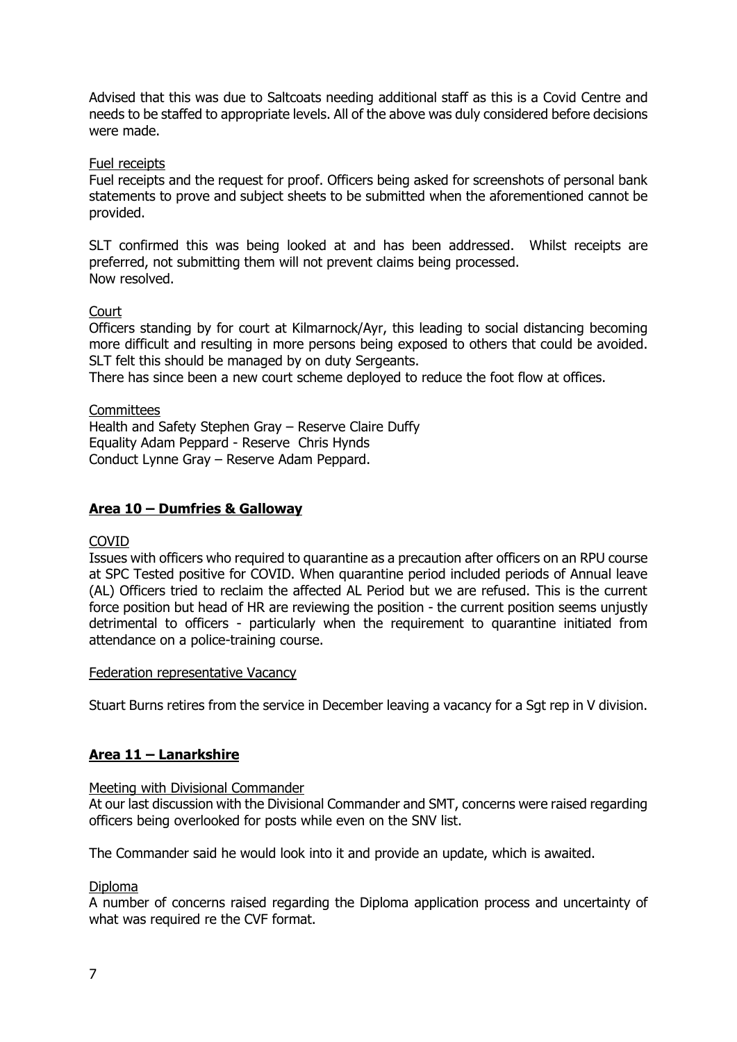Advised that this was due to Saltcoats needing additional staff as this is a Covid Centre and needs to be staffed to appropriate levels. All of the above was duly considered before decisions were made.

Fuel receipts

Fuel receipts and the request for proof. Officers being asked for screenshots of personal bank statements to prove and subject sheets to be submitted when the aforementioned cannot be provided.

SLT confirmed this was being looked at and has been addressed. Whilst receipts are preferred, not submitting them will not prevent claims being processed.
Now resolved.

Court

Officers standing by for court at Kilmarnock/Ayr, this leading to social distancing becoming more difficult and resulting in more persons being exposed to others that could be avoided. SLT felt this should be managed by on duty Sergeants.
There has since been a new court scheme deployed to reduce the foot flow at offices.

Committees

Health and Safety Stephen Gray – Reserve Claire Duffy
Equality Adam Peppard - Reserve Chris Hynds
Conduct Lynne Gray – Reserve Adam Peppard.

## Area 10 – Dumfries & Galloway

COVID

Issues with officers who required to quarantine as a precaution after officers on an RPU course at SPC Tested positive for COVID. When quarantine period included periods of Annual leave (AL) Officers tried to reclaim the affected AL Period but we are refused. This is the current force position but head of HR are reviewing the position - the current position seems unjustly detrimental to officers - particularly when the requirement to quarantine initiated from attendance on a police-training course.

Federation representative Vacancy

Stuart Burns retires from the service in December leaving a vacancy for a Sgt rep in V division.

## Area 11 – Lanarkshire

Meeting with Divisional Commander

At our last discussion with the Divisional Commander and SMT, concerns were raised regarding officers being overlooked for posts while even on the SNV list.

The Commander said he would look into it and provide an update, which is awaited.

Diploma

A number of concerns raised regarding the Diploma application process and uncertainty of what was required re the CVF format.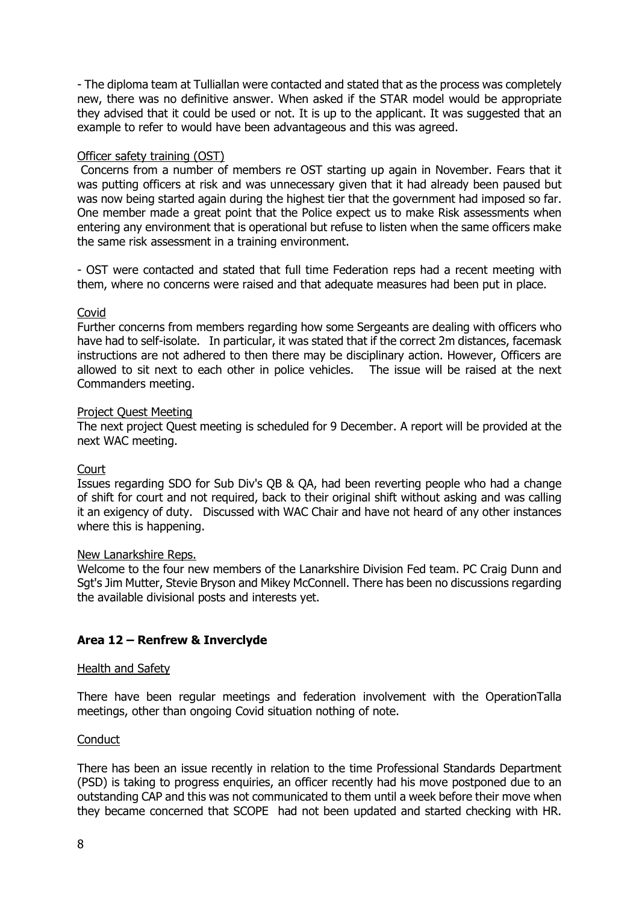- The diploma team at Tulliallan were contacted and stated that as the process was completely new, there was no definitive answer. When asked if the STAR model would be appropriate they advised that it could be used or not. It is up to the applicant. It was suggested that an example to refer to would have been advantageous and this was agreed.

Officer safety training (OST)

Concerns from a number of members re OST starting up again in November. Fears that it was putting officers at risk and was unnecessary given that it had already been paused but was now being started again during the highest tier that the government had imposed so far. One member made a great point that the Police expect us to make Risk assessments when entering any environment that is operational but refuse to listen when the same officers make the same risk assessment in a training environment.

- OST were contacted and stated that full time Federation reps had a recent meeting with them, where no concerns were raised and that adequate measures had been put in place.

Covid

Further concerns from members regarding how some Sergeants are dealing with officers who have had to self-isolate. In particular, it was stated that if the correct 2m distances, facemask instructions are not adhered to then there may be disciplinary action. However, Officers are allowed to sit next to each other in police vehicles. The issue will be raised at the next Commanders meeting.

Project Quest Meeting

The next project Quest meeting is scheduled for 9 December. A report will be provided at the next WAC meeting.

Court

Issues regarding SDO for Sub Div's QB & QA, had been reverting people who had a change of shift for court and not required, back to their original shift without asking and was calling it an exigency of duty. Discussed with WAC Chair and have not heard of any other instances where this is happening.

New Lanarkshire Reps.

Welcome to the four new members of the Lanarkshire Division Fed team. PC Craig Dunn and Sgt's Jim Mutter, Stevie Bryson and Mikey McConnell. There has been no discussions regarding the available divisional posts and interests yet.

### Area 12 – Renfrew & Inverclyde

Health and Safety

There have been regular meetings and federation involvement with the OperationTalla meetings, other than ongoing Covid situation nothing of note.

Conduct

There has been an issue recently in relation to the time Professional Standards Department (PSD) is taking to progress enquiries, an officer recently had his move postponed due to an outstanding CAP and this was not communicated to them until a week before their move when they became concerned that SCOPE had not been updated and started checking with HR.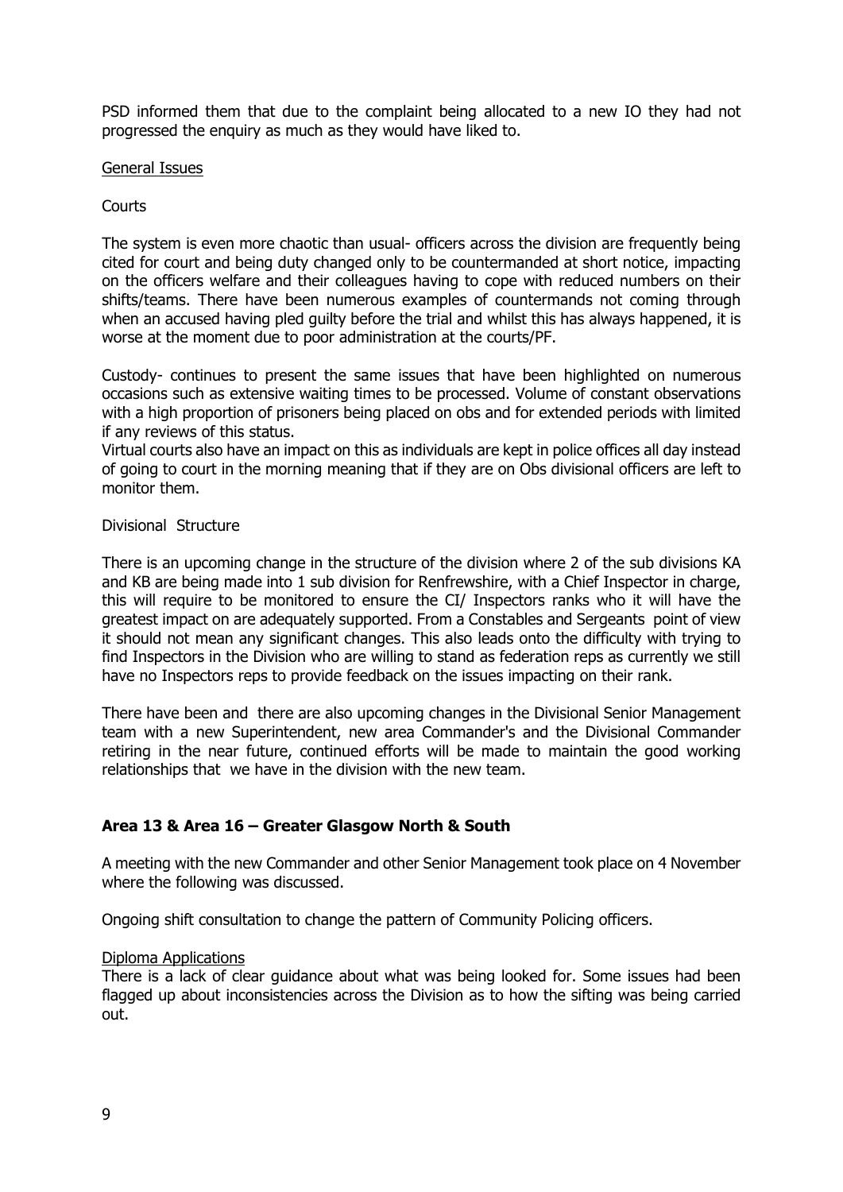PSD informed them that due to the complaint being allocated to a new IO they had not progressed the enquiry as much as they would have liked to.

<u>General Issues</u>

Courts

The system is even more chaotic than usual- officers across the division are frequently being cited for court and being duty changed only to be countermanded at short notice, impacting on the officers welfare and their colleagues having to cope with reduced numbers on their shifts/teams. There have been numerous examples of countermands not coming through when an accused having pled guilty before the trial and whilst this has always happened, it is worse at the moment due to poor administration at the courts/PF.

Custody- continues to present the same issues that have been highlighted on numerous occasions such as extensive waiting times to be processed. Volume of constant observations with a high proportion of prisoners being placed on obs and for extended periods with limited if any reviews of this status.

Virtual courts also have an impact on this as individuals are kept in police offices all day instead of going to court in the morning meaning that if they are on Obs divisional officers are left to monitor them.

Divisional Structure

There is an upcoming change in the structure of the division where 2 of the sub divisions KA and KB are being made into 1 sub division for Renfrewshire, with a Chief Inspector in charge, this will require to be monitored to ensure the CI/ Inspectors ranks who it will have the greatest impact on are adequately supported. From a Constables and Sergeants point of view it should not mean any significant changes. This also leads onto the difficulty with trying to find Inspectors in the Division who are willing to stand as federation reps as currently we still have no Inspectors reps to provide feedback on the issues impacting on their rank.

There have been and there are also upcoming changes in the Divisional Senior Management team with a new Superintendent, new area Commander's and the Divisional Commander retiring in the near future, continued efforts will be made to maintain the good working relationships that we have in the division with the new team.

**Area 13 & Area 16 – Greater Glasgow North & South**

A meeting with the new Commander and other Senior Management took place on 4 November where the following was discussed.

Ongoing shift consultation to change the pattern of Community Policing officers.

<u>Diploma Applications</u>
There is a lack of clear guidance about what was being looked for. Some issues had been flagged up about inconsistencies across the Division as to how the sifting was being carried out.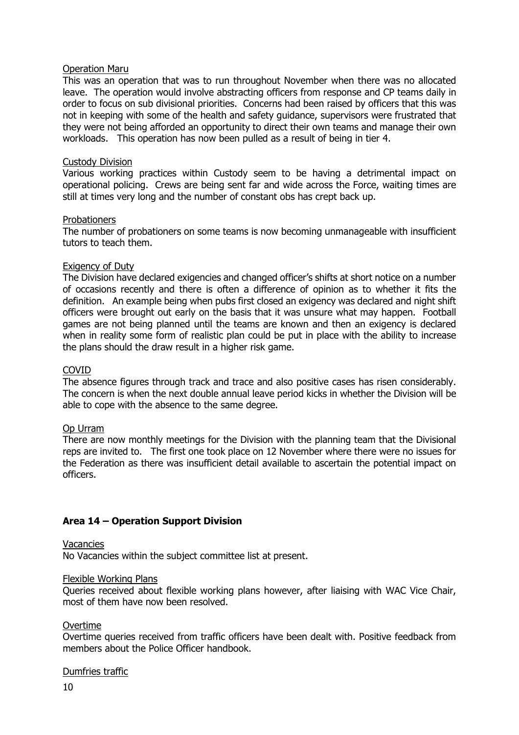Operation Maru

This was an operation that was to run throughout November when there was no allocated leave. The operation would involve abstracting officers from response and CP teams daily in order to focus on sub divisional priorities. Concerns had been raised by officers that this was not in keeping with some of the health and safety guidance, supervisors were frustrated that they were not being afforded an opportunity to direct their own teams and manage their own workloads. This operation has now been pulled as a result of being in tier 4.

Custody Division

Various working practices within Custody seem to be having a detrimental impact on operational policing. Crews are being sent far and wide across the Force, waiting times are still at times very long and the number of constant obs has crept back up.

Probationers

The number of probationers on some teams is now becoming unmanageable with insufficient tutors to teach them.

Exigency of Duty

The Division have declared exigencies and changed officer's shifts at short notice on a number of occasions recently and there is often a difference of opinion as to whether it fits the definition. An example being when pubs first closed an exigency was declared and night shift officers were brought out early on the basis that it was unsure what may happen. Football games are not being planned until the teams are known and then an exigency is declared when in reality some form of realistic plan could be put in place with the ability to increase the plans should the draw result in a higher risk game.

COVID

The absence figures through track and trace and also positive cases has risen considerably. The concern is when the next double annual leave period kicks in whether the Division will be able to cope with the absence to the same degree.

Op Urram

There are now monthly meetings for the Division with the planning team that the Divisional reps are invited to. The first one took place on 12 November where there were no issues for the Federation as there was insufficient detail available to ascertain the potential impact on officers.

## Area 14 – Operation Support Division

Vacancies

No Vacancies within the subject committee list at present.

Flexible Working Plans

Queries received about flexible working plans however, after liaising with WAC Vice Chair, most of them have now been resolved.

Overtime

Overtime queries received from traffic officers have been dealt with. Positive feedback from members about the Police Officer handbook.

Dumfries traffic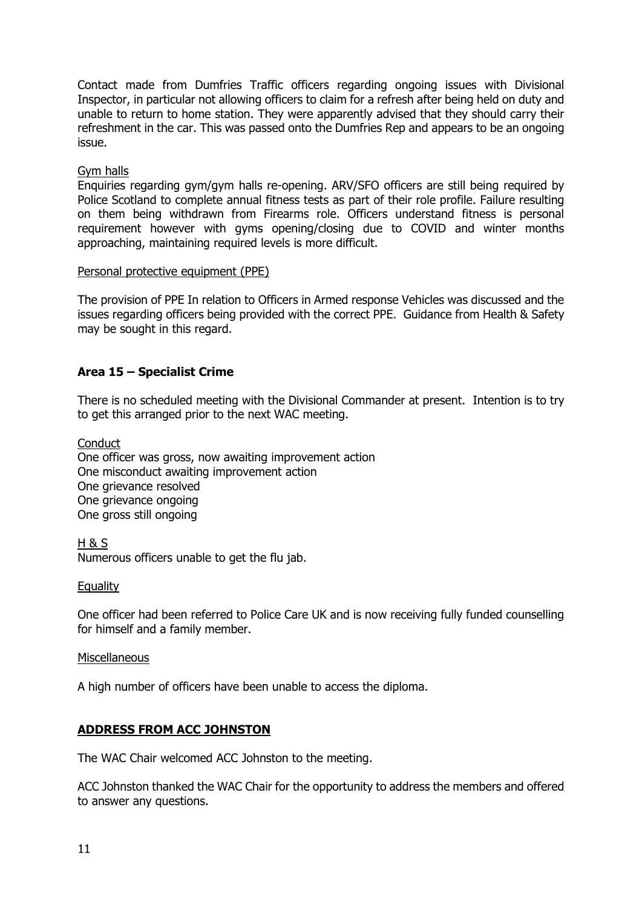Contact made from Dumfries Traffic officers regarding ongoing issues with Divisional Inspector, in particular not allowing officers to claim for a refresh after being held on duty and unable to return to home station. They were apparently advised that they should carry their refreshment in the car. This was passed onto the Dumfries Rep and appears to be an ongoing issue.

<u>Gym halls</u>

Enquiries regarding gym/gym halls re-opening. ARV/SFO officers are still being required by Police Scotland to complete annual fitness tests as part of their role profile. Failure resulting on them being withdrawn from Firearms role. Officers understand fitness is personal requirement however with gyms opening/closing due to COVID and winter months approaching, maintaining required levels is more difficult.

<u>Personal protective equipment (PPE)</u>

The provision of PPE In relation to Officers in Armed response Vehicles was discussed and the issues regarding officers being provided with the correct PPE. Guidance from Health & Safety may be sought in this regard.

## Area 15 – Specialist Crime

There is no scheduled meeting with the Divisional Commander at present. Intention is to try to get this arranged prior to the next WAC meeting.

<u>Conduct</u>

One officer was gross, now awaiting improvement action
One misconduct awaiting improvement action
One grievance resolved
One grievance ongoing
One gross still ongoing

<u>H & S</u>

Numerous officers unable to get the flu jab.

<u>Equality</u>

One officer had been referred to Police Care UK and is now receiving fully funded counselling for himself and a family member.

<u>Miscellaneous</u>

A high number of officers have been unable to access the diploma.

## ADDRESS FROM ACC JOHNSTON

The WAC Chair welcomed ACC Johnston to the meeting.

ACC Johnston thanked the WAC Chair for the opportunity to address the members and offered to answer any questions.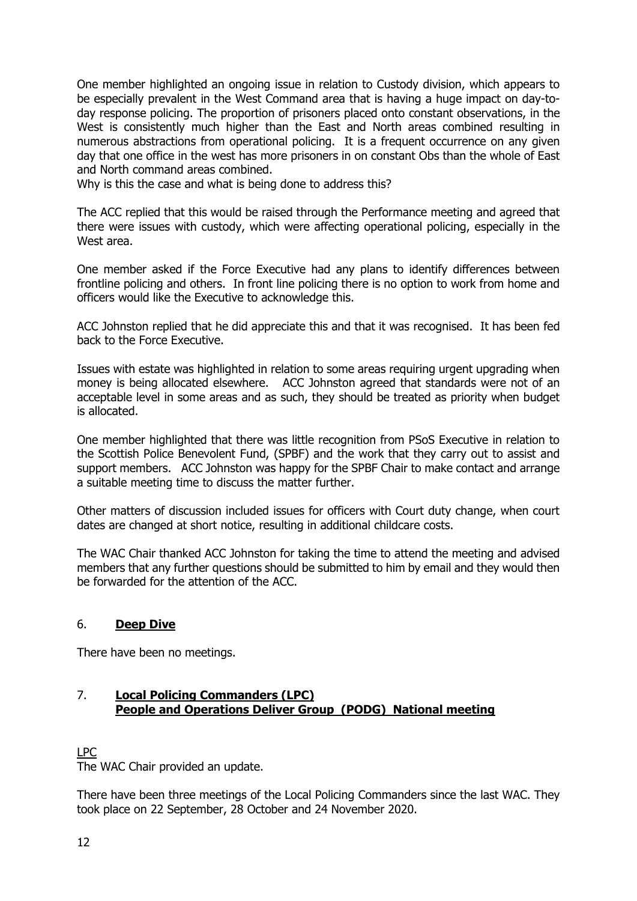One member highlighted an ongoing issue in relation to Custody division, which appears to be especially prevalent in the West Command area that is having a huge impact on day-to-day response policing. The proportion of prisoners placed onto constant observations, in the West is consistently much higher than the East and North areas combined resulting in numerous abstractions from operational policing. It is a frequent occurrence on any given day that one office in the west has more prisoners in on constant Obs than the whole of East and North command areas combined.
Why is this the case and what is being done to address this?

The ACC replied that this would be raised through the Performance meeting and agreed that there were issues with custody, which were affecting operational policing, especially in the West area.

One member asked if the Force Executive had any plans to identify differences between frontline policing and others. In front line policing there is no option to work from home and officers would like the Executive to acknowledge this.

ACC Johnston replied that he did appreciate this and that it was recognised. It has been fed back to the Force Executive.

Issues with estate was highlighted in relation to some areas requiring urgent upgrading when money is being allocated elsewhere. ACC Johnston agreed that standards were not of an acceptable level in some areas and as such, they should be treated as priority when budget is allocated.

One member highlighted that there was little recognition from PSoS Executive in relation to the Scottish Police Benevolent Fund, (SPBF) and the work that they carry out to assist and support members. ACC Johnston was happy for the SPBF Chair to make contact and arrange a suitable meeting time to discuss the matter further.

Other matters of discussion included issues for officers with Court duty change, when court dates are changed at short notice, resulting in additional childcare costs.

The WAC Chair thanked ACC Johnston for taking the time to attend the meeting and advised members that any further questions should be submitted to him by email and they would then be forwarded for the attention of the ACC.

## 6. **Deep Dive**

There have been no meetings.

## 7. **Local Policing Commanders (LPC) People and Operations Deliver Group (PODG) National meeting**

LPC

The WAC Chair provided an update.

There have been three meetings of the Local Policing Commanders since the last WAC. They took place on 22 September, 28 October and 24 November 2020.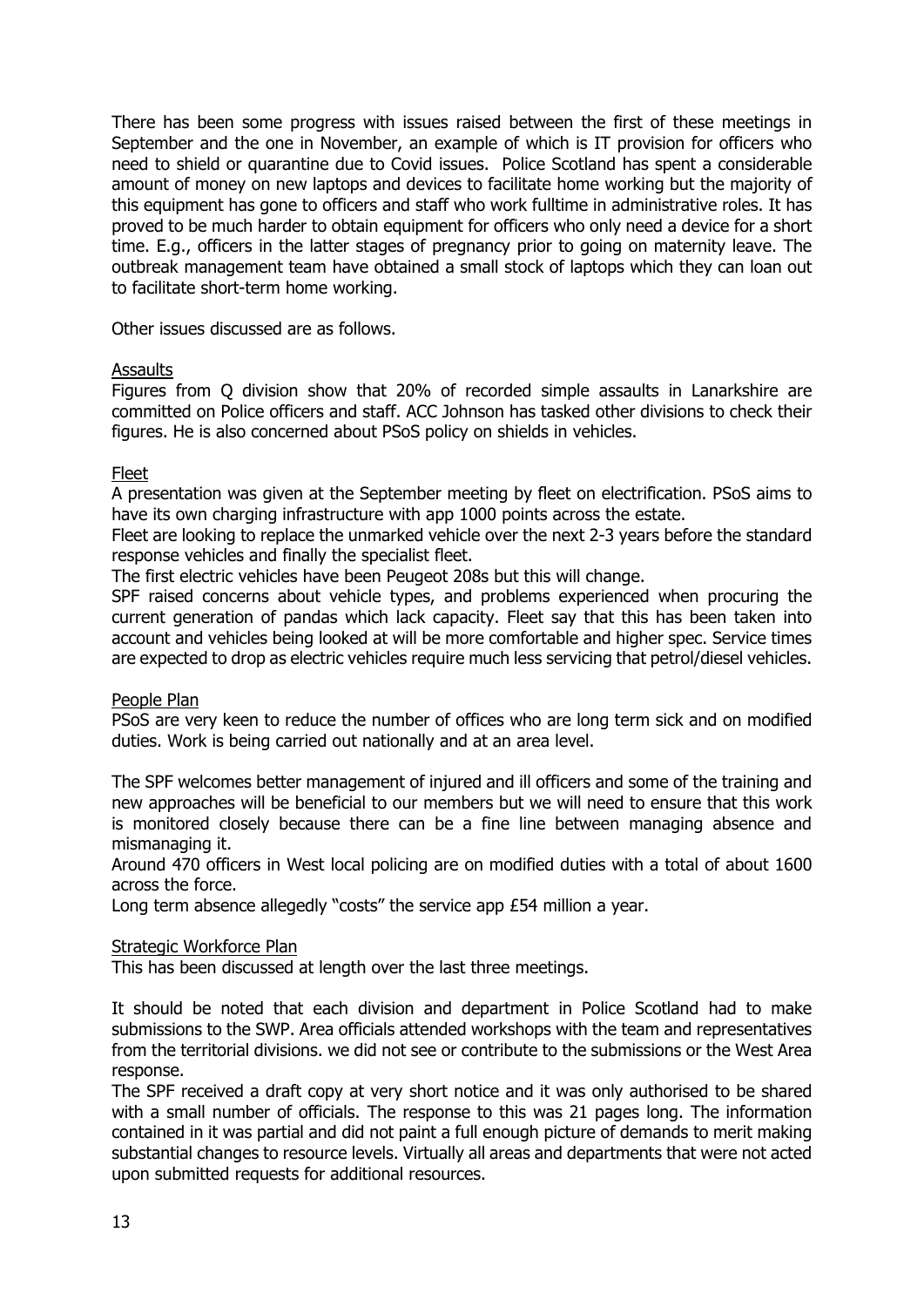There has been some progress with issues raised between the first of these meetings in September and the one in November, an example of which is IT provision for officers who need to shield or quarantine due to Covid issues. Police Scotland has spent a considerable amount of money on new laptops and devices to facilitate home working but the majority of this equipment has gone to officers and staff who work fulltime in administrative roles. It has proved to be much harder to obtain equipment for officers who only need a device for a short time. E.g., officers in the latter stages of pregnancy prior to going on maternity leave. The outbreak management team have obtained a small stock of laptops which they can loan out to facilitate short-term home working.

Other issues discussed are as follows.

<u>Assaults</u>

Figures from Q division show that 20% of recorded simple assaults in Lanarkshire are committed on Police officers and staff. ACC Johnson has tasked other divisions to check their figures. He is also concerned about PSoS policy on shields in vehicles.

<u>Fleet</u>

A presentation was given at the September meeting by fleet on electrification. PSoS aims to have its own charging infrastructure with app 1000 points across the estate.

Fleet are looking to replace the unmarked vehicle over the next 2-3 years before the standard response vehicles and finally the specialist fleet.

The first electric vehicles have been Peugeot 208s but this will change.

SPF raised concerns about vehicle types, and problems experienced when procuring the current generation of pandas which lack capacity. Fleet say that this has been taken into account and vehicles being looked at will be more comfortable and higher spec. Service times are expected to drop as electric vehicles require much less servicing that petrol/diesel vehicles.

<u>People Plan</u>

PSoS are very keen to reduce the number of offices who are long term sick and on modified duties. Work is being carried out nationally and at an area level.

The SPF welcomes better management of injured and ill officers and some of the training and new approaches will be beneficial to our members but we will need to ensure that this work is monitored closely because there can be a fine line between managing absence and mismanaging it.

Around 470 officers in West local policing are on modified duties with a total of about 1600 across the force.

Long term absence allegedly "costs" the service app £54 million a year.

<u>Strategic Workforce Plan</u>

This has been discussed at length over the last three meetings.

It should be noted that each division and department in Police Scotland had to make submissions to the SWP. Area officials attended workshops with the team and representatives from the territorial divisions. we did not see or contribute to the submissions or the West Area response.

The SPF received a draft copy at very short notice and it was only authorised to be shared with a small number of officials. The response to this was 21 pages long. The information contained in it was partial and did not paint a full enough picture of demands to merit making substantial changes to resource levels. Virtually all areas and departments that were not acted upon submitted requests for additional resources.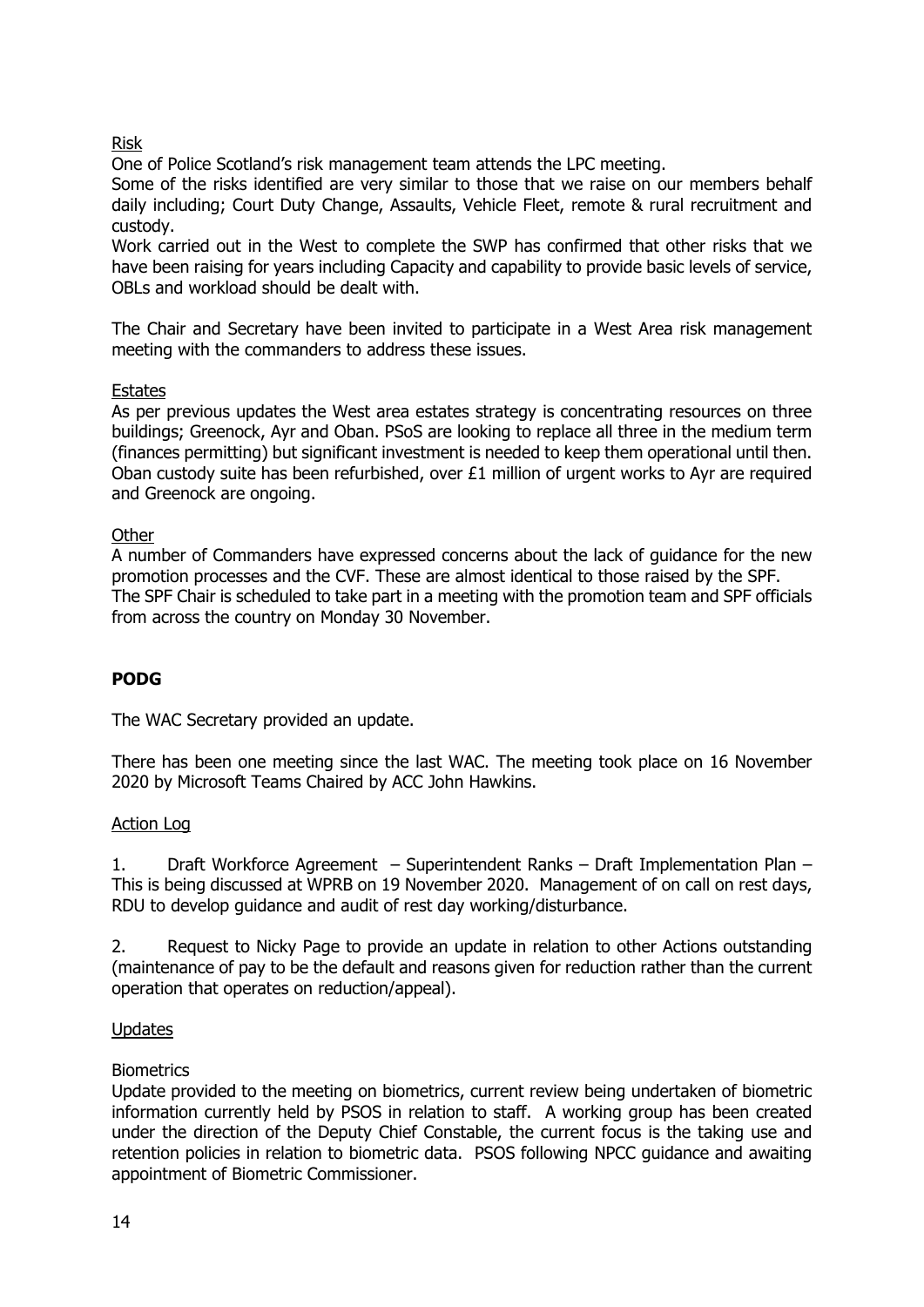Risk

One of Police Scotland's risk management team attends the LPC meeting.

Some of the risks identified are very similar to those that we raise on our members behalf daily including; Court Duty Change, Assaults, Vehicle Fleet, remote & rural recruitment and custody.

Work carried out in the West to complete the SWP has confirmed that other risks that we have been raising for years including Capacity and capability to provide basic levels of service, OBLs and workload should be dealt with.

The Chair and Secretary have been invited to participate in a West Area risk management meeting with the commanders to address these issues.

Estates

As per previous updates the West area estates strategy is concentrating resources on three buildings; Greenock, Ayr and Oban. PSoS are looking to replace all three in the medium term (finances permitting) but significant investment is needed to keep them operational until then. Oban custody suite has been refurbished, over £1 million of urgent works to Ayr are required and Greenock are ongoing.

Other

A number of Commanders have expressed concerns about the lack of guidance for the new promotion processes and the CVF. These are almost identical to those raised by the SPF.
The SPF Chair is scheduled to take part in a meeting with the promotion team and SPF officials from across the country on Monday 30 November.

## PODG

The WAC Secretary provided an update.

There has been one meeting since the last WAC. The meeting took place on 16 November 2020 by Microsoft Teams Chaired by ACC John Hawkins.

Action Log

1. Draft Workforce Agreement – Superintendent Ranks – Draft Implementation Plan – This is being discussed at WPRB on 19 November 2020. Management of on call on rest days, RDU to develop guidance and audit of rest day working/disturbance.

2. Request to Nicky Page to provide an update in relation to other Actions outstanding (maintenance of pay to be the default and reasons given for reduction rather than the current operation that operates on reduction/appeal).

Updates

Biometrics

Update provided to the meeting on biometrics, current review being undertaken of biometric information currently held by PSOS in relation to staff. A working group has been created under the direction of the Deputy Chief Constable, the current focus is the taking use and retention policies in relation to biometric data. PSOS following NPCC guidance and awaiting appointment of Biometric Commissioner.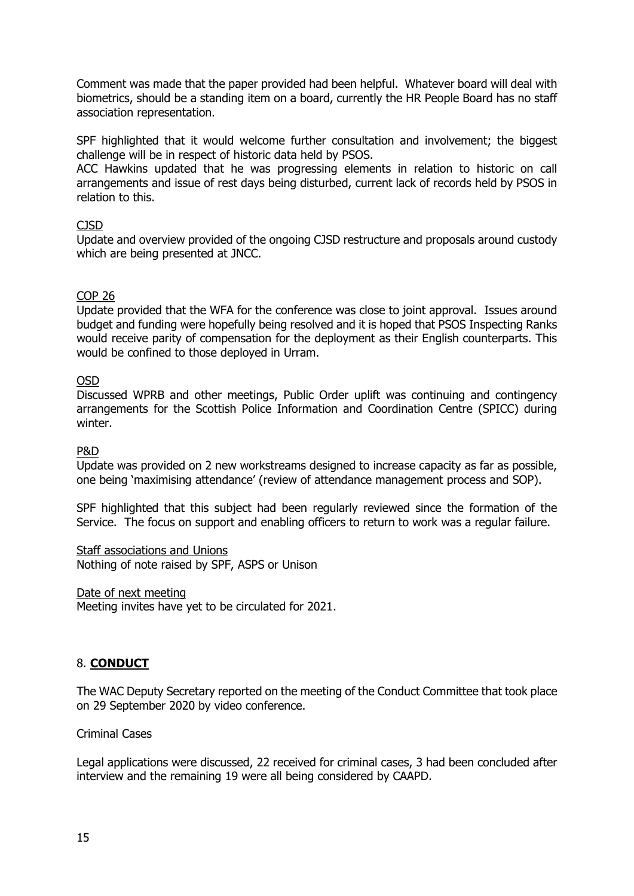Comment was made that the paper provided had been helpful. Whatever board will deal with biometrics, should be a standing item on a board, currently the HR People Board has no staff association representation.

SPF highlighted that it would welcome further consultation and involvement; the biggest challenge will be in respect of historic data held by PSOS.
ACC Hawkins updated that he was progressing elements in relation to historic on call arrangements and issue of rest days being disturbed, current lack of records held by PSOS in relation to this.

<u>CJSD</u>
Update and overview provided of the ongoing CJSD restructure and proposals around custody which are being presented at JNCC.

<u>COP 26</u>
Update provided that the WFA for the conference was close to joint approval. Issues around budget and funding were hopefully being resolved and it is hoped that PSOS Inspecting Ranks would receive parity of compensation for the deployment as their English counterparts. This would be confined to those deployed in Urram.

<u>OSD</u>
Discussed WPRB and other meetings, Public Order uplift was continuing and contingency arrangements for the Scottish Police Information and Coordination Centre (SPICC) during winter.

<u>P&D</u>
Update was provided on 2 new workstreams designed to increase capacity as far as possible, one being 'maximising attendance' (review of attendance management process and SOP).

SPF highlighted that this subject had been regularly reviewed since the formation of the Service. The focus on support and enabling officers to return to work was a regular failure.

<u>Staff associations and Unions</u>
Nothing of note raised by SPF, ASPS or Unison

<u>Date of next meeting</u>
Meeting invites have yet to be circulated for 2021.

## 8. <u>CONDUCT</u>

The WAC Deputy Secretary reported on the meeting of the Conduct Committee that took place on 29 September 2020 by video conference.

Criminal Cases

Legal applications were discussed, 22 received for criminal cases, 3 had been concluded after interview and the remaining 19 were all being considered by CAAPD.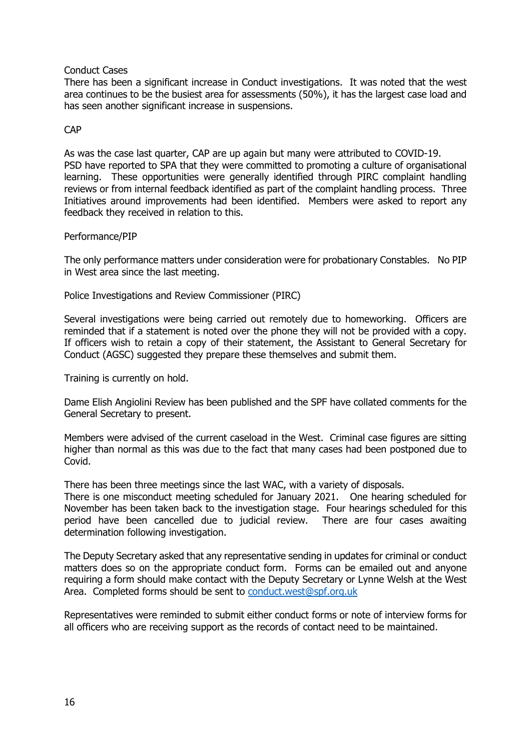### Conduct Cases

There has been a significant increase in Conduct investigations. It was noted that the west area continues to be the busiest area for assessments (50%), it has the largest case load and has seen another significant increase in suspensions.

### CAP

As was the case last quarter, CAP are up again but many were attributed to COVID-19. PSD have reported to SPA that they were committed to promoting a culture of organisational learning. These opportunities were generally identified through PIRC complaint handling reviews or from internal feedback identified as part of the complaint handling process. Three Initiatives around improvements had been identified. Members were asked to report any feedback they received in relation to this.

### Performance/PIP

The only performance matters under consideration were for probationary Constables. No PIP in West area since the last meeting.

### Police Investigations and Review Commissioner (PIRC)

Several investigations were being carried out remotely due to homeworking. Officers are reminded that if a statement is noted over the phone they will not be provided with a copy. If officers wish to retain a copy of their statement, the Assistant to General Secretary for Conduct (AGSC) suggested they prepare these themselves and submit them.

Training is currently on hold.

Dame Elish Angiolini Review has been published and the SPF have collated comments for the General Secretary to present.

Members were advised of the current caseload in the West. Criminal case figures are sitting higher than normal as this was due to the fact that many cases had been postponed due to Covid.

There has been three meetings since the last WAC, with a variety of disposals.
There is one misconduct meeting scheduled for January 2021. One hearing scheduled for November has been taken back to the investigation stage. Four hearings scheduled for this period have been cancelled due to judicial review. There are four cases awaiting determination following investigation.

The Deputy Secretary asked that any representative sending in updates for criminal or conduct matters does so on the appropriate conduct form. Forms can be emailed out and anyone requiring a form should make contact with the Deputy Secretary or Lynne Welsh at the West Area. Completed forms should be sent to conduct.west@spf.org.uk

Representatives were reminded to submit either conduct forms or note of interview forms for all officers who are receiving support as the records of contact need to be maintained.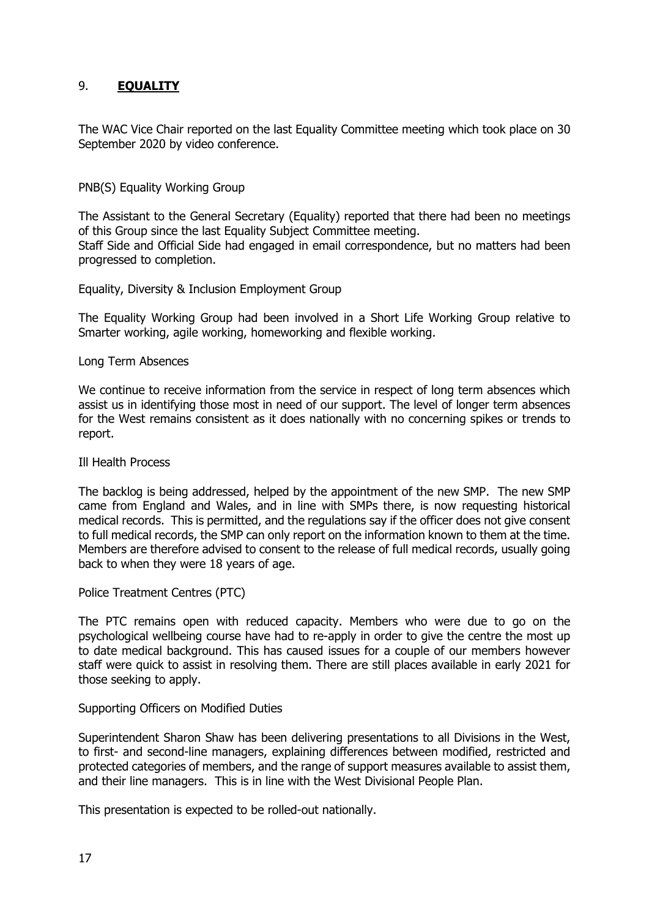## 9. **EQUALITY**

The WAC Vice Chair reported on the last Equality Committee meeting which took place on 30 September 2020 by video conference.

PNB(S) Equality Working Group

The Assistant to the General Secretary (Equality) reported that there had been no meetings of this Group since the last Equality Subject Committee meeting.
Staff Side and Official Side had engaged in email correspondence, but no matters had been progressed to completion.

Equality, Diversity & Inclusion Employment Group

The Equality Working Group had been involved in a Short Life Working Group relative to Smarter working, agile working, homeworking and flexible working.

Long Term Absences

We continue to receive information from the service in respect of long term absences which assist us in identifying those most in need of our support. The level of longer term absences for the West remains consistent as it does nationally with no concerning spikes or trends to report.

Ill Health Process

The backlog is being addressed, helped by the appointment of the new SMP. The new SMP came from England and Wales, and in line with SMPs there, is now requesting historical medical records. This is permitted, and the regulations say if the officer does not give consent to full medical records, the SMP can only report on the information known to them at the time. Members are therefore advised to consent to the release of full medical records, usually going back to when they were 18 years of age.

Police Treatment Centres (PTC)

The PTC remains open with reduced capacity. Members who were due to go on the psychological wellbeing course have had to re-apply in order to give the centre the most up to date medical background. This has caused issues for a couple of our members however staff were quick to assist in resolving them. There are still places available in early 2021 for those seeking to apply.

Supporting Officers on Modified Duties

Superintendent Sharon Shaw has been delivering presentations to all Divisions in the West, to first- and second-line managers, explaining differences between modified, restricted and protected categories of members, and the range of support measures available to assist them, and their line managers. This is in line with the West Divisional People Plan.

This presentation is expected to be rolled-out nationally.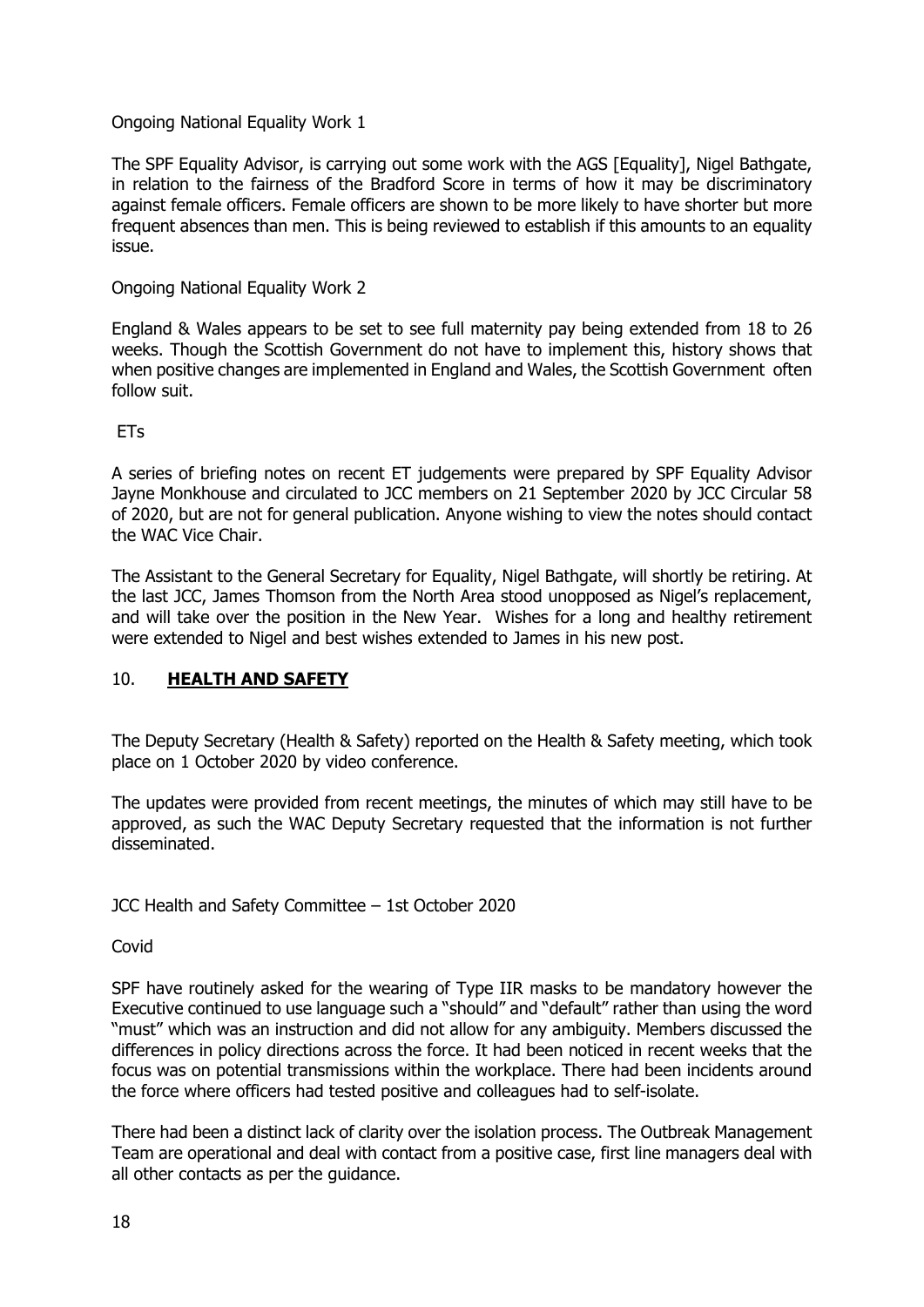Ongoing National Equality Work 1

The SPF Equality Advisor, is carrying out some work with the AGS [Equality], Nigel Bathgate, in relation to the fairness of the Bradford Score in terms of how it may be discriminatory against female officers. Female officers are shown to be more likely to have shorter but more frequent absences than men. This is being reviewed to establish if this amounts to an equality issue.

Ongoing National Equality Work 2

England & Wales appears to be set to see full maternity pay being extended from 18 to 26 weeks. Though the Scottish Government do not have to implement this, history shows that when positive changes are implemented in England and Wales, the Scottish Government often follow suit.

ETs

A series of briefing notes on recent ET judgements were prepared by SPF Equality Advisor Jayne Monkhouse and circulated to JCC members on 21 September 2020 by JCC Circular 58 of 2020, but are not for general publication. Anyone wishing to view the notes should contact the WAC Vice Chair.

The Assistant to the General Secretary for Equality, Nigel Bathgate, will shortly be retiring. At the last JCC, James Thomson from the North Area stood unopposed as Nigel's replacement, and will take over the position in the New Year. Wishes for a long and healthy retirement were extended to Nigel and best wishes extended to James in his new post.

## 10. **HEALTH AND SAFETY**

The Deputy Secretary (Health & Safety) reported on the Health & Safety meeting, which took place on 1 October 2020 by video conference.

The updates were provided from recent meetings, the minutes of which may still have to be approved, as such the WAC Deputy Secretary requested that the information is not further disseminated.

JCC Health and Safety Committee – 1st October 2020

Covid

SPF have routinely asked for the wearing of Type IIR masks to be mandatory however the Executive continued to use language such a "should" and "default" rather than using the word "must" which was an instruction and did not allow for any ambiguity. Members discussed the differences in policy directions across the force. It had been noticed in recent weeks that the focus was on potential transmissions within the workplace. There had been incidents around the force where officers had tested positive and colleagues had to self-isolate.

There had been a distinct lack of clarity over the isolation process. The Outbreak Management Team are operational and deal with contact from a positive case, first line managers deal with all other contacts as per the guidance.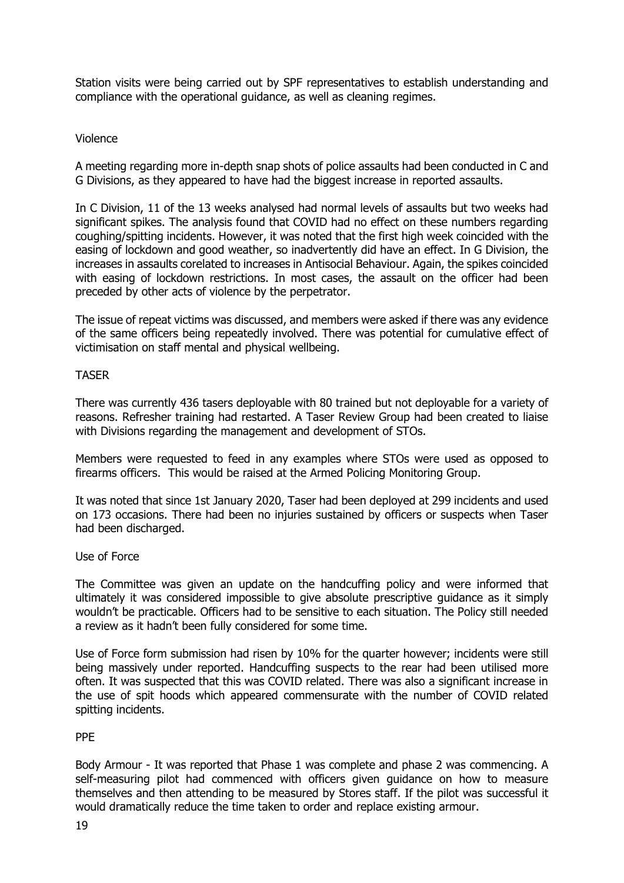Station visits were being carried out by SPF representatives to establish understanding and compliance with the operational guidance, as well as cleaning regimes.

### Violence

A meeting regarding more in-depth snap shots of police assaults had been conducted in C and G Divisions, as they appeared to have had the biggest increase in reported assaults.

In C Division, 11 of the 13 weeks analysed had normal levels of assaults but two weeks had significant spikes. The analysis found that COVID had no effect on these numbers regarding coughing/spitting incidents. However, it was noted that the first high week coincided with the easing of lockdown and good weather, so inadvertently did have an effect. In G Division, the increases in assaults corelated to increases in Antisocial Behaviour. Again, the spikes coincided with easing of lockdown restrictions. In most cases, the assault on the officer had been preceded by other acts of violence by the perpetrator.

The issue of repeat victims was discussed, and members were asked if there was any evidence of the same officers being repeatedly involved. There was potential for cumulative effect of victimisation on staff mental and physical wellbeing.

### TASER

There was currently 436 tasers deployable with 80 trained but not deployable for a variety of reasons. Refresher training had restarted. A Taser Review Group had been created to liaise with Divisions regarding the management and development of STOs.

Members were requested to feed in any examples where STOs were used as opposed to firearms officers. This would be raised at the Armed Policing Monitoring Group.

It was noted that since 1st January 2020, Taser had been deployed at 299 incidents and used on 173 occasions. There had been no injuries sustained by officers or suspects when Taser had been discharged.

### Use of Force

The Committee was given an update on the handcuffing policy and were informed that ultimately it was considered impossible to give absolute prescriptive guidance as it simply wouldn't be practicable. Officers had to be sensitive to each situation. The Policy still needed a review as it hadn't been fully considered for some time.

Use of Force form submission had risen by 10% for the quarter however; incidents were still being massively under reported. Handcuffing suspects to the rear had been utilised more often. It was suspected that this was COVID related. There was also a significant increase in the use of spit hoods which appeared commensurate with the number of COVID related spitting incidents.

### PPE

Body Armour - It was reported that Phase 1 was complete and phase 2 was commencing. A self-measuring pilot had commenced with officers given guidance on how to measure themselves and then attending to be measured by Stores staff. If the pilot was successful it would dramatically reduce the time taken to order and replace existing armour.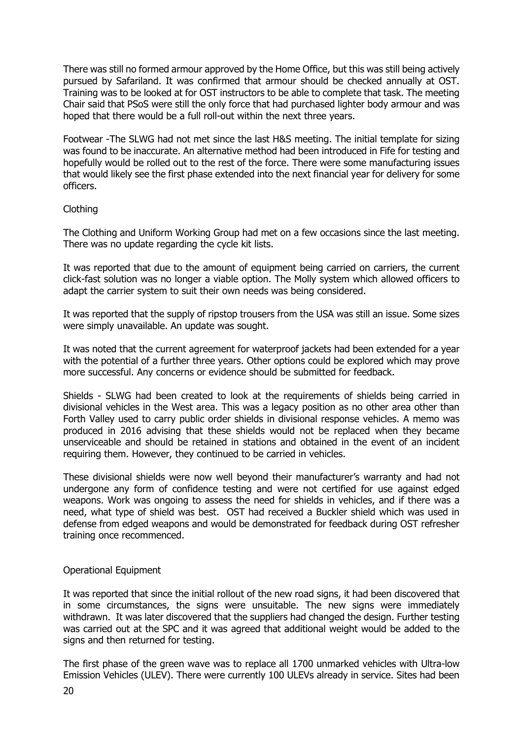There was still no formed armour approved by the Home Office, but this was still being actively pursued by Safariland. It was confirmed that armour should be checked annually at OST. Training was to be looked at for OST instructors to be able to complete that task. The meeting Chair said that PSoS were still the only force that had purchased lighter body armour and was hoped that there would be a full roll-out within the next three years.

Footwear -The SLWG had not met since the last H&S meeting. The initial template for sizing was found to be inaccurate. An alternative method had been introduced in Fife for testing and hopefully would be rolled out to the rest of the force. There were some manufacturing issues that would likely see the first phase extended into the next financial year for delivery for some officers.

Clothing

The Clothing and Uniform Working Group had met on a few occasions since the last meeting. There was no update regarding the cycle kit lists.

It was reported that due to the amount of equipment being carried on carriers, the current click-fast solution was no longer a viable option. The Molly system which allowed officers to adapt the carrier system to suit their own needs was being considered.

It was reported that the supply of ripstop trousers from the USA was still an issue. Some sizes were simply unavailable. An update was sought.

It was noted that the current agreement for waterproof jackets had been extended for a year with the potential of a further three years. Other options could be explored which may prove more successful. Any concerns or evidence should be submitted for feedback.

Shields - SLWG had been created to look at the requirements of shields being carried in divisional vehicles in the West area. This was a legacy position as no other area other than Forth Valley used to carry public order shields in divisional response vehicles. A memo was produced in 2016 advising that these shields would not be replaced when they became unserviceable and should be retained in stations and obtained in the event of an incident requiring them. However, they continued to be carried in vehicles.

These divisional shields were now well beyond their manufacturer's warranty and had not undergone any form of confidence testing and were not certified for use against edged weapons. Work was ongoing to assess the need for shields in vehicles, and if there was a need, what type of shield was best. OST had received a Buckler shield which was used in defense from edged weapons and would be demonstrated for feedback during OST refresher training once recommenced.

Operational Equipment

It was reported that since the initial rollout of the new road signs, it had been discovered that in some circumstances, the signs were unsuitable. The new signs were immediately withdrawn. It was later discovered that the suppliers had changed the design. Further testing was carried out at the SPC and it was agreed that additional weight would be added to the signs and then returned for testing.

The first phase of the green wave was to replace all 1700 unmarked vehicles with Ultra-low Emission Vehicles (ULEV). There were currently 100 ULEVs already in service. Sites had been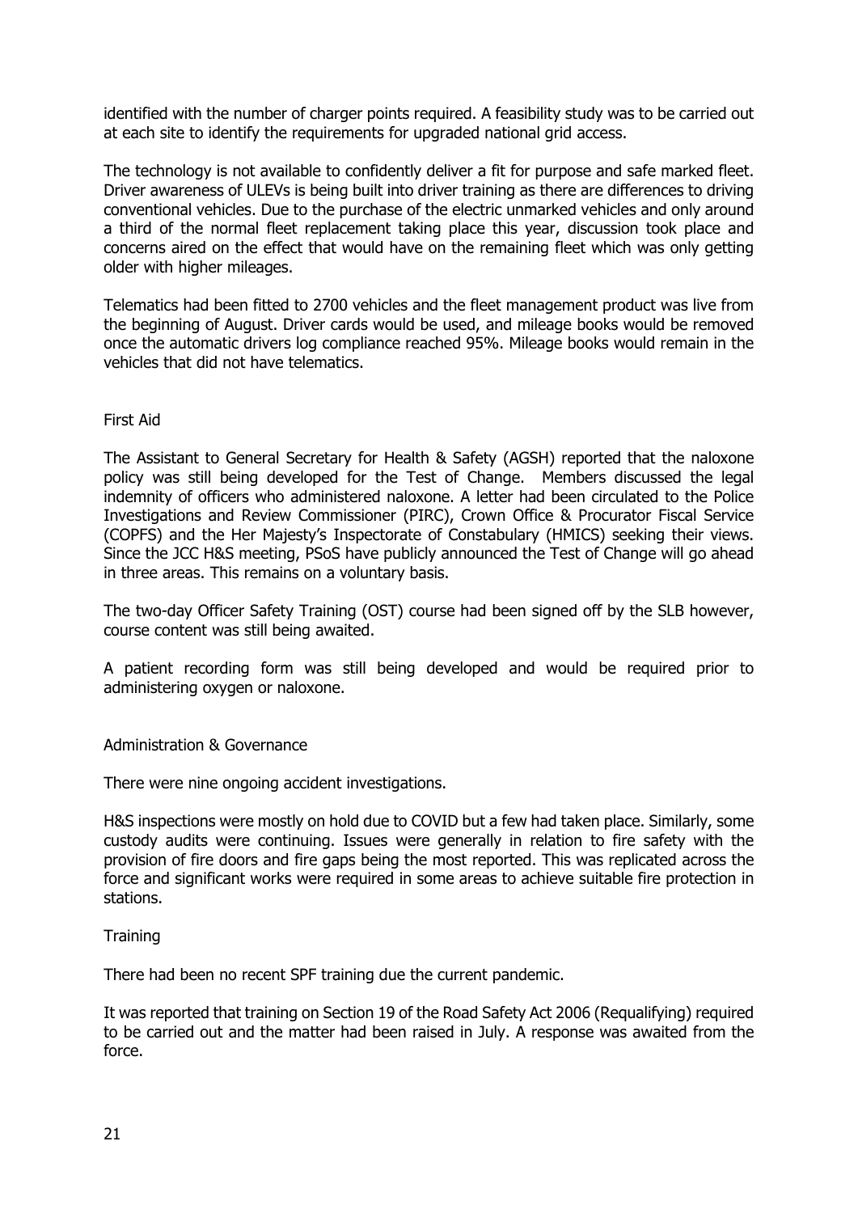identified with the number of charger points required. A feasibility study was to be carried out at each site to identify the requirements for upgraded national grid access.

The technology is not available to confidently deliver a fit for purpose and safe marked fleet. Driver awareness of ULEVs is being built into driver training as there are differences to driving conventional vehicles. Due to the purchase of the electric unmarked vehicles and only around a third of the normal fleet replacement taking place this year, discussion took place and concerns aired on the effect that would have on the remaining fleet which was only getting older with higher mileages.

Telematics had been fitted to 2700 vehicles and the fleet management product was live from the beginning of August. Driver cards would be used, and mileage books would be removed once the automatic drivers log compliance reached 95%. Mileage books would remain in the vehicles that did not have telematics.

First Aid

The Assistant to General Secretary for Health & Safety (AGSH) reported that the naloxone policy was still being developed for the Test of Change. Members discussed the legal indemnity of officers who administered naloxone. A letter had been circulated to the Police Investigations and Review Commissioner (PIRC), Crown Office & Procurator Fiscal Service (COPFS) and the Her Majesty's Inspectorate of Constabulary (HMICS) seeking their views. Since the JCC H&S meeting, PSoS have publicly announced the Test of Change will go ahead in three areas. This remains on a voluntary basis.

The two-day Officer Safety Training (OST) course had been signed off by the SLB however, course content was still being awaited.

A patient recording form was still being developed and would be required prior to administering oxygen or naloxone.

Administration & Governance

There were nine ongoing accident investigations.

H&S inspections were mostly on hold due to COVID but a few had taken place. Similarly, some custody audits were continuing. Issues were generally in relation to fire safety with the provision of fire doors and fire gaps being the most reported. This was replicated across the force and significant works were required in some areas to achieve suitable fire protection in stations.

Training

There had been no recent SPF training due the current pandemic.

It was reported that training on Section 19 of the Road Safety Act 2006 (Requalifying) required to be carried out and the matter had been raised in July. A response was awaited from the force.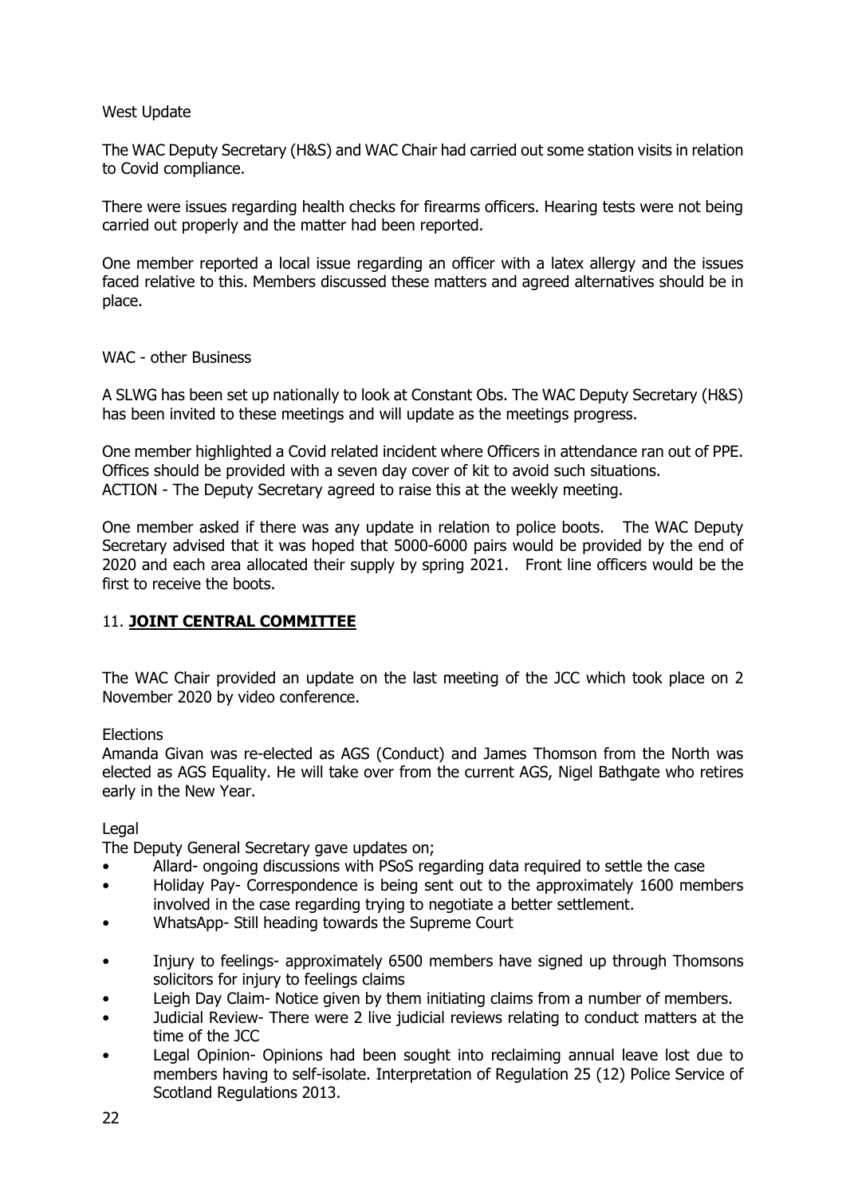West Update

The WAC Deputy Secretary (H&S) and WAC Chair had carried out some station visits in relation to Covid compliance.

There were issues regarding health checks for firearms officers. Hearing tests were not being carried out properly and the matter had been reported.

One member reported a local issue regarding an officer with a latex allergy and the issues faced relative to this. Members discussed these matters and agreed alternatives should be in place.

WAC - other Business

A SLWG has been set up nationally to look at Constant Obs. The WAC Deputy Secretary (H&S) has been invited to these meetings and will update as the meetings progress.

One member highlighted a Covid related incident where Officers in attendance ran out of PPE. Offices should be provided with a seven day cover of kit to avoid such situations.
ACTION - The Deputy Secretary agreed to raise this at the weekly meeting.

One member asked if there was any update in relation to police boots. The WAC Deputy Secretary advised that it was hoped that 5000-6000 pairs would be provided by the end of 2020 and each area allocated their supply by spring 2021. Front line officers would be the first to receive the boots.

## 11. **JOINT CENTRAL COMMITTEE**

The WAC Chair provided an update on the last meeting of the JCC which took place on 2 November 2020 by video conference.

Elections
Amanda Givan was re-elected as AGS (Conduct) and James Thomson from the North was elected as AGS Equality. He will take over from the current AGS, Nigel Bathgate who retires early in the New Year.

Legal
The Deputy General Secretary gave updates on;

- Allard- ongoing discussions with PSoS regarding data required to settle the case
- Holiday Pay- Correspondence is being sent out to the approximately 1600 members involved in the case regarding trying to negotiate a better settlement.
- WhatsApp- Still heading towards the Supreme Court
- Injury to feelings- approximately 6500 members have signed up through Thomsons solicitors for injury to feelings claims
- Leigh Day Claim- Notice given by them initiating claims from a number of members.
- Judicial Review- There were 2 live judicial reviews relating to conduct matters at the time of the JCC
- Legal Opinion- Opinions had been sought into reclaiming annual leave lost due to members having to self-isolate. Interpretation of Regulation 25 (12) Police Service of Scotland Regulations 2013.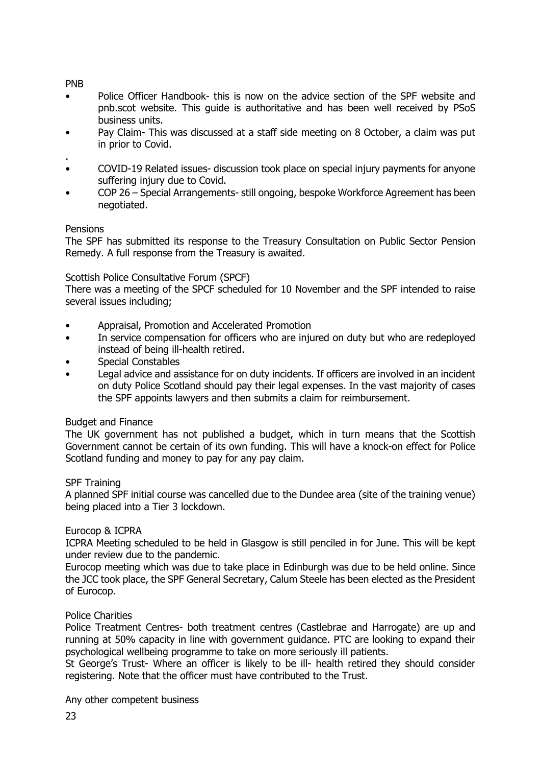PNB

- Police Officer Handbook- this is now on the advice section of the SPF website and pnb.scot website. This guide is authoritative and has been well received by PSoS business units.
- Pay Claim- This was discussed at a staff side meeting on 8 October, a claim was put in prior to Covid.

.

- COVID-19 Related issues- discussion took place on special injury payments for anyone suffering injury due to Covid.
- COP 26 – Special Arrangements- still ongoing, bespoke Workforce Agreement has been negotiated.

Pensions

The SPF has submitted its response to the Treasury Consultation on Public Sector Pension Remedy. A full response from the Treasury is awaited.

Scottish Police Consultative Forum (SPCF)

There was a meeting of the SPCF scheduled for 10 November and the SPF intended to raise several issues including;

- Appraisal, Promotion and Accelerated Promotion
- In service compensation for officers who are injured on duty but who are redeployed instead of being ill-health retired.
- Special Constables
- Legal advice and assistance for on duty incidents. If officers are involved in an incident on duty Police Scotland should pay their legal expenses. In the vast majority of cases the SPF appoints lawyers and then submits a claim for reimbursement.

Budget and Finance

The UK government has not published a budget, which in turn means that the Scottish Government cannot be certain of its own funding. This will have a knock-on effect for Police Scotland funding and money to pay for any pay claim.

SPF Training

A planned SPF initial course was cancelled due to the Dundee area (site of the training venue) being placed into a Tier 3 lockdown.

Eurocop & ICPRA

ICPRA Meeting scheduled to be held in Glasgow is still penciled in for June. This will be kept under review due to the pandemic.

Eurocop meeting which was due to take place in Edinburgh was due to be held online. Since the JCC took place, the SPF General Secretary, Calum Steele has been elected as the President of Eurocop.

Police Charities

Police Treatment Centres- both treatment centres (Castlebrae and Harrogate) are up and running at 50% capacity in line with government guidance. PTC are looking to expand their psychological wellbeing programme to take on more seriously ill patients.

St George's Trust- Where an officer is likely to be ill- health retired they should consider registering. Note that the officer must have contributed to the Trust.

Any other competent business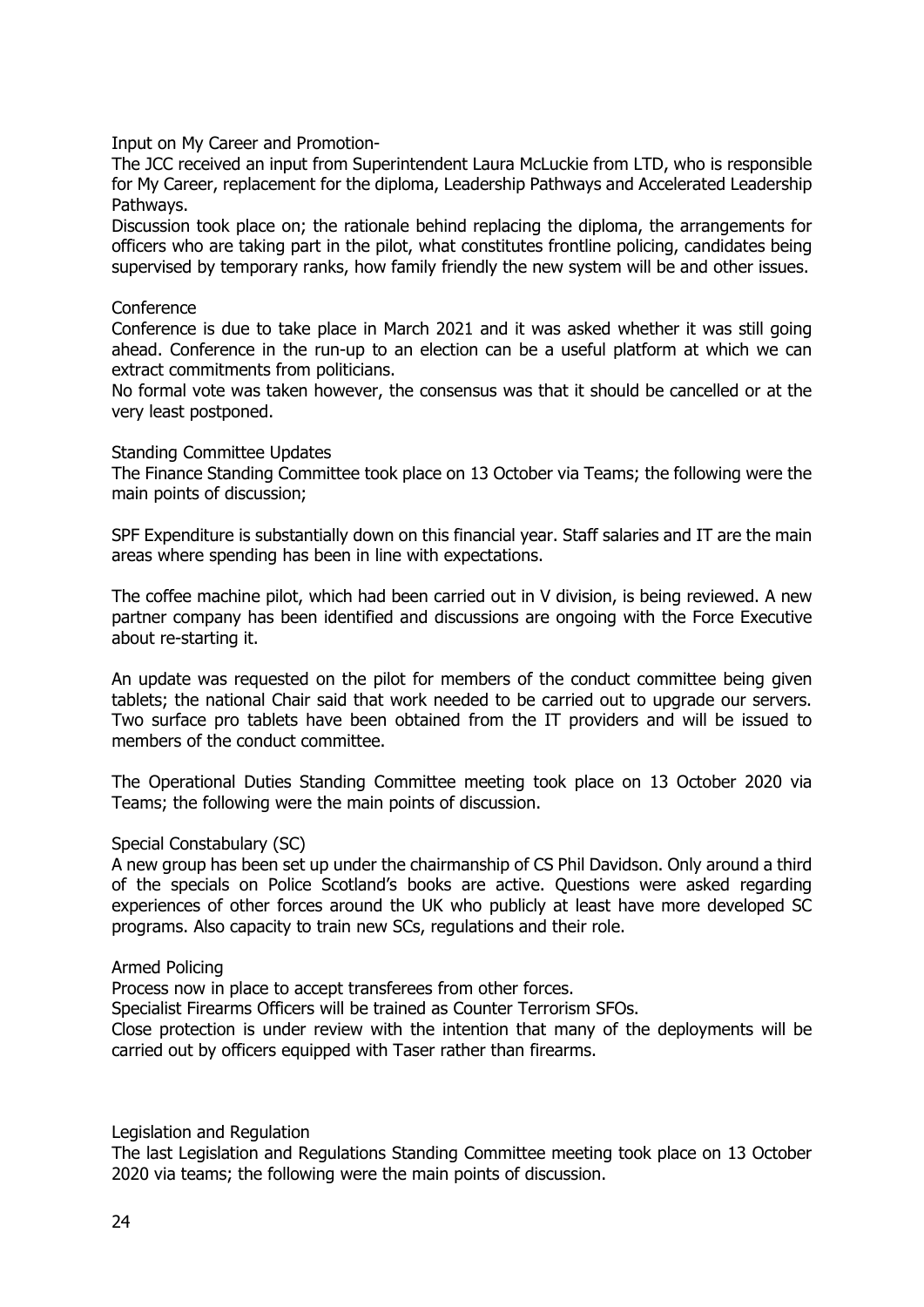Input on My Career and Promotion-

The JCC received an input from Superintendent Laura McLuckie from LTD, who is responsible for My Career, replacement for the diploma, Leadership Pathways and Accelerated Leadership Pathways.

Discussion took place on; the rationale behind replacing the diploma, the arrangements for officers who are taking part in the pilot, what constitutes frontline policing, candidates being supervised by temporary ranks, how family friendly the new system will be and other issues.

Conference

Conference is due to take place in March 2021 and it was asked whether it was still going ahead. Conference in the run-up to an election can be a useful platform at which we can extract commitments from politicians.

No formal vote was taken however, the consensus was that it should be cancelled or at the very least postponed.

Standing Committee Updates

The Finance Standing Committee took place on 13 October via Teams; the following were the main points of discussion;

SPF Expenditure is substantially down on this financial year. Staff salaries and IT are the main areas where spending has been in line with expectations.

The coffee machine pilot, which had been carried out in V division, is being reviewed. A new partner company has been identified and discussions are ongoing with the Force Executive about re-starting it.

An update was requested on the pilot for members of the conduct committee being given tablets; the national Chair said that work needed to be carried out to upgrade our servers. Two surface pro tablets have been obtained from the IT providers and will be issued to members of the conduct committee.

The Operational Duties Standing Committee meeting took place on 13 October 2020 via Teams; the following were the main points of discussion.

Special Constabulary (SC)

A new group has been set up under the chairmanship of CS Phil Davidson. Only around a third of the specials on Police Scotland's books are active. Questions were asked regarding experiences of other forces around the UK who publicly at least have more developed SC programs. Also capacity to train new SCs, regulations and their role.

Armed Policing

Process now in place to accept transferees from other forces.

Specialist Firearms Officers will be trained as Counter Terrorism SFOs.

Close protection is under review with the intention that many of the deployments will be carried out by officers equipped with Taser rather than firearms.

Legislation and Regulation

The last Legislation and Regulations Standing Committee meeting took place on 13 October 2020 via teams; the following were the main points of discussion.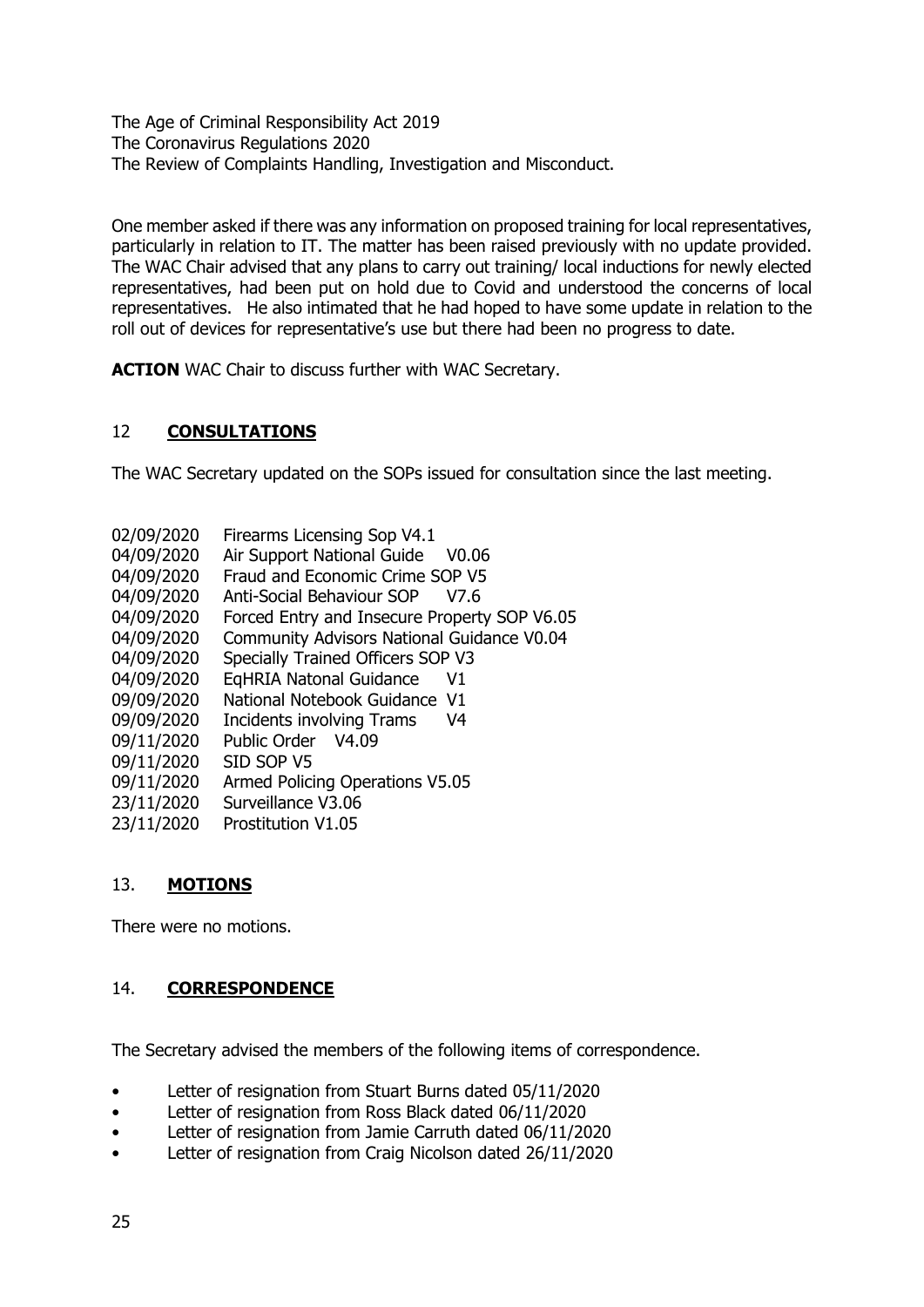The Age of Criminal Responsibility Act 2019
The Coronavirus Regulations 2020
The Review of Complaints Handling, Investigation and Misconduct.

One member asked if there was any information on proposed training for local representatives, particularly in relation to IT. The matter has been raised previously with no update provided. The WAC Chair advised that any plans to carry out training/ local inductions for newly elected representatives, had been put on hold due to Covid and understood the concerns of local representatives. He also intimated that he had hoped to have some update in relation to the roll out of devices for representative's use but there had been no progress to date.

**ACTION** WAC Chair to discuss further with WAC Secretary.

## 12 **CONSULTATIONS**

The WAC Secretary updated on the SOPs issued for consultation since the last meeting.

| | |
|---|---|
| 02/09/2020 | Firearms Licensing Sop V4.1 |
| 04/09/2020 | Air Support National Guide V0.06 |
| 04/09/2020 | Fraud and Economic Crime SOP V5 |
| 04/09/2020 | Anti-Social Behaviour SOP V7.6 |
| 04/09/2020 | Forced Entry and Insecure Property SOP V6.05 |
| 04/09/2020 | Community Advisors National Guidance V0.04 |
| 04/09/2020 | Specially Trained Officers SOP V3 |
| 04/09/2020 | EqHRIA Natonal Guidance V1 |
| 09/09/2020 | National Notebook Guidance V1 |
| 09/09/2020 | Incidents involving Trams V4 |
| 09/11/2020 | Public Order V4.09 |
| 09/11/2020 | SID SOP V5 |
| 09/11/2020 | Armed Policing Operations V5.05 |
| 23/11/2020 | Surveillance V3.06 |
| 23/11/2020 | Prostitution V1.05 |

## 13. **MOTIONS**

There were no motions.

## 14. **CORRESPONDENCE**

The Secretary advised the members of the following items of correspondence.

- Letter of resignation from Stuart Burns dated 05/11/2020
- Letter of resignation from Ross Black dated 06/11/2020
- Letter of resignation from Jamie Carruth dated 06/11/2020
- Letter of resignation from Craig Nicolson dated 26/11/2020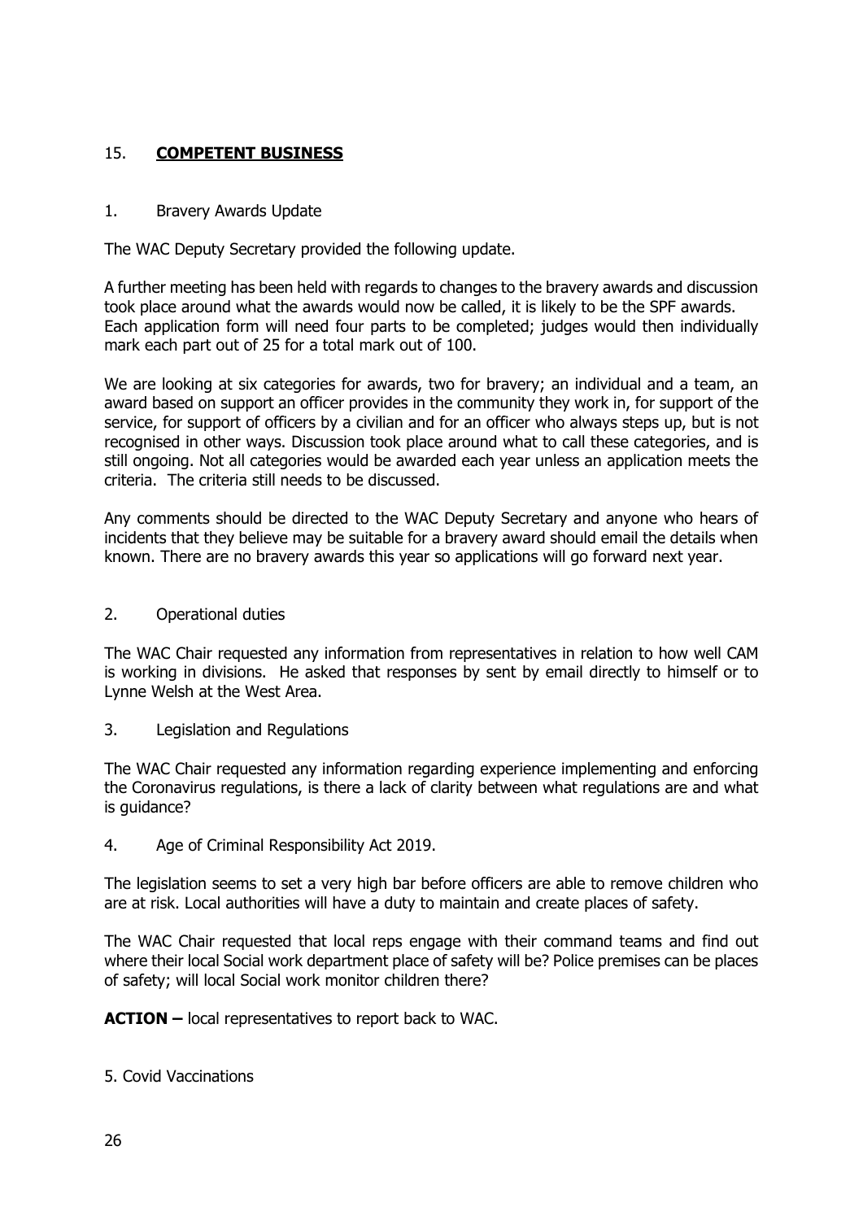## 15. **COMPETENT BUSINESS**

1. Bravery Awards Update

The WAC Deputy Secretary provided the following update.

A further meeting has been held with regards to changes to the bravery awards and discussion took place around what the awards would now be called, it is likely to be the SPF awards. Each application form will need four parts to be completed; judges would then individually mark each part out of 25 for a total mark out of 100.

We are looking at six categories for awards, two for bravery; an individual and a team, an award based on support an officer provides in the community they work in, for support of the service, for support of officers by a civilian and for an officer who always steps up, but is not recognised in other ways. Discussion took place around what to call these categories, and is still ongoing. Not all categories would be awarded each year unless an application meets the criteria. The criteria still needs to be discussed.

Any comments should be directed to the WAC Deputy Secretary and anyone who hears of incidents that they believe may be suitable for a bravery award should email the details when known. There are no bravery awards this year so applications will go forward next year.

2. Operational duties

The WAC Chair requested any information from representatives in relation to how well CAM is working in divisions. He asked that responses by sent by email directly to himself or to Lynne Welsh at the West Area.

3. Legislation and Regulations

The WAC Chair requested any information regarding experience implementing and enforcing the Coronavirus regulations, is there a lack of clarity between what regulations are and what is guidance?

4. Age of Criminal Responsibility Act 2019.

The legislation seems to set a very high bar before officers are able to remove children who are at risk. Local authorities will have a duty to maintain and create places of safety.

The WAC Chair requested that local reps engage with their command teams and find out where their local Social work department place of safety will be? Police premises can be places of safety; will local Social work monitor children there?

**ACTION –** local representatives to report back to WAC.

5. Covid Vaccinations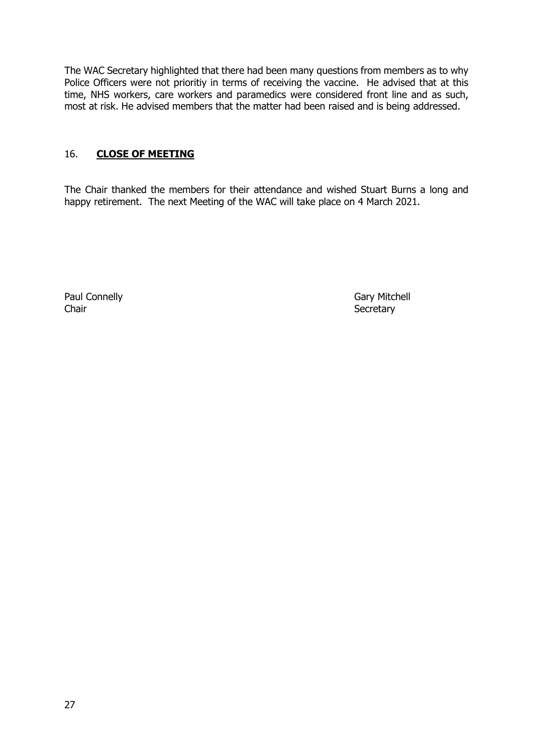The WAC Secretary highlighted that there had been many questions from members as to why Police Officers were not prioritiy in terms of receiving the vaccine. He advised that at this time, NHS workers, care workers and paramedics were considered front line and as such, most at risk. He advised members that the matter had been raised and is being addressed.

## 16. **CLOSE OF MEETING**

The Chair thanked the members for their attendance and wished Stuart Burns a long and happy retirement. The next Meeting of the WAC will take place on 4 March 2021.

Paul Connelly
Chair

Gary Mitchell
Secretary